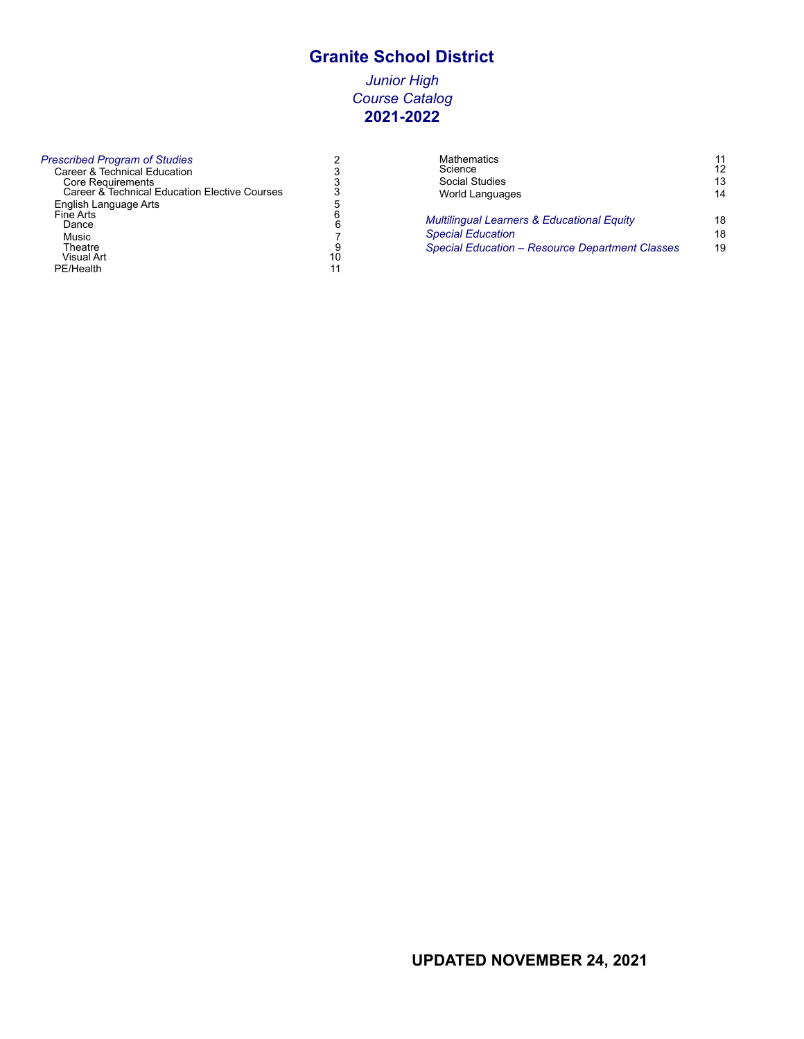# Granite School District

*Junior High*

*Course Catalog*

**2021-2022**

| | |
|---|---|
| *Prescribed Program of Studies* | 2 |
| Career & Technical Education | 3 |
| Core Requirements | 3 |
| Career & Technical Education Elective Courses | 3 |
| English Language Arts | 5 |
| Fine Arts | 6 |
| Dance | 6 |
| Music | 7 |
| Theatre | 9 |
| Visual Art | 10 |
| PE/Health | 11 |
| Mathematics | 11 |
| Science | 12 |
| Social Studies | 13 |
| World Languages | 14 |
| *Multilingual Learners & Educational Equity* | 18 |
| *Special Education* | 18 |
| *Special Education – Resource Department Classes* | 19 |

**UPDATED NOVEMBER 24, 2021**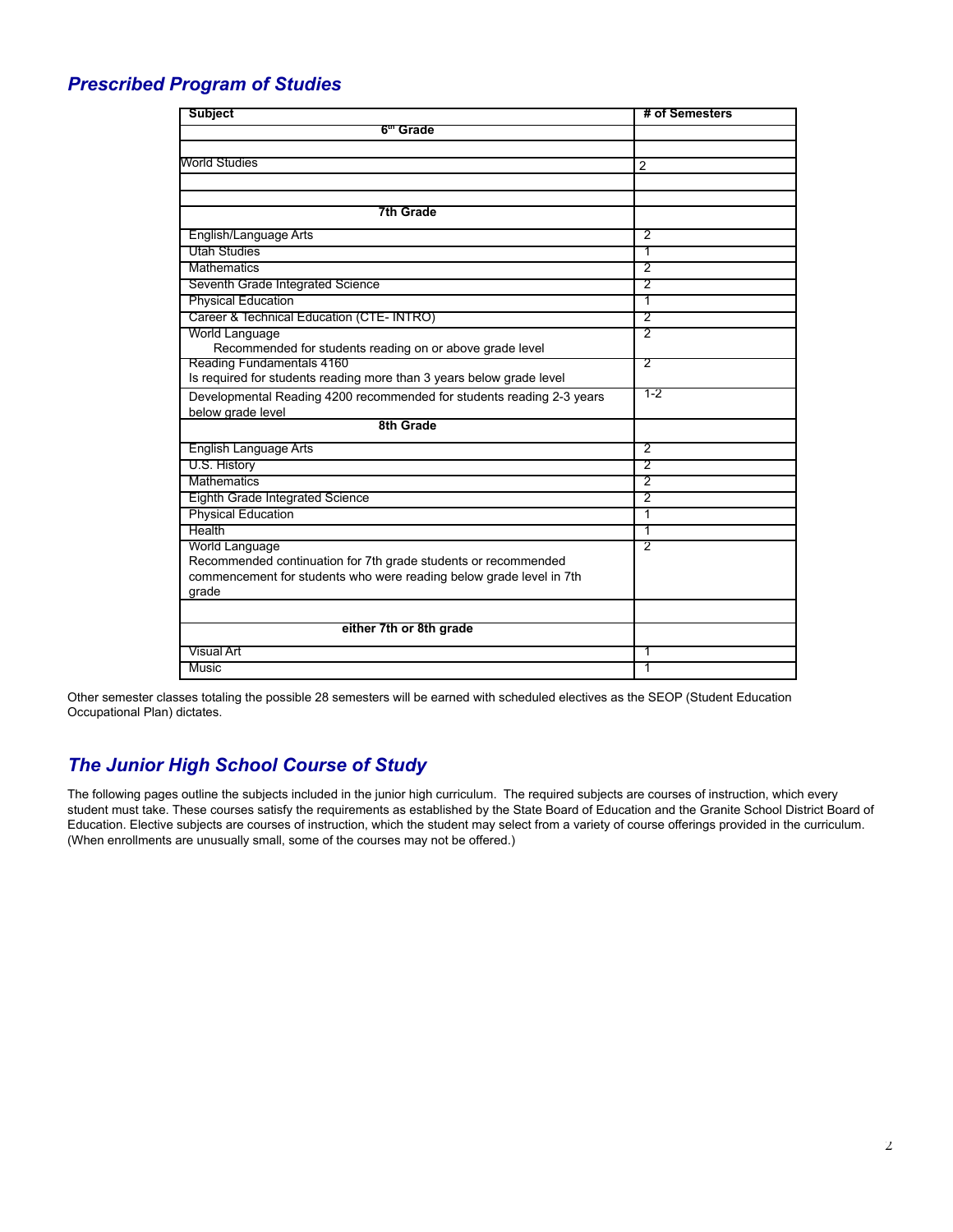## *Prescribed Program of Studies*

| Subject | # of Semesters |
|---|---|
| **6th Grade** | |
| | |
| World Studies | 2 |
| | |
| | |
| **7th Grade** | |
| English/Language Arts | 2 |
| Utah Studies | 1 |
| Mathematics | 2 |
| Seventh Grade Integrated Science | 2 |
| Physical Education | 1 |
| Career & Technical Education (CTE- INTRO) | 2 |
| World Language<br>Recommended for students reading on or above grade level | 2 |
| Reading Fundamentals 4160<br>Is required for students reading more than 3 years below grade level | 2 |
| Developmental Reading 4200 recommended for students reading 2-3 years below grade level | 1-2 |
| **8th Grade** | |
| English Language Arts | 2 |
| U.S. History | 2 |
| Mathematics | 2 |
| Eighth Grade Integrated Science | 2 |
| Physical Education | 1 |
| Health | 1 |
| World Language<br>Recommended continuation for 7th grade students or recommended commencement for students who were reading below grade level in 7th grade | 2 |
| | |
| **either 7th or 8th grade** | |
| Visual Art | 1 |
| Music | 1 |

Other semester classes totaling the possible 28 semesters will be earned with scheduled electives as the SEOP (Student Education Occupational Plan) dictates.

## *The Junior High School Course of Study*

The following pages outline the subjects included in the junior high curriculum. The required subjects are courses of instruction, which every student must take. These courses satisfy the requirements as established by the State Board of Education and the Granite School District Board of Education. Elective subjects are courses of instruction, which the student may select from a variety of course offerings provided in the curriculum. (When enrollments are unusually small, some of the courses may not be offered.)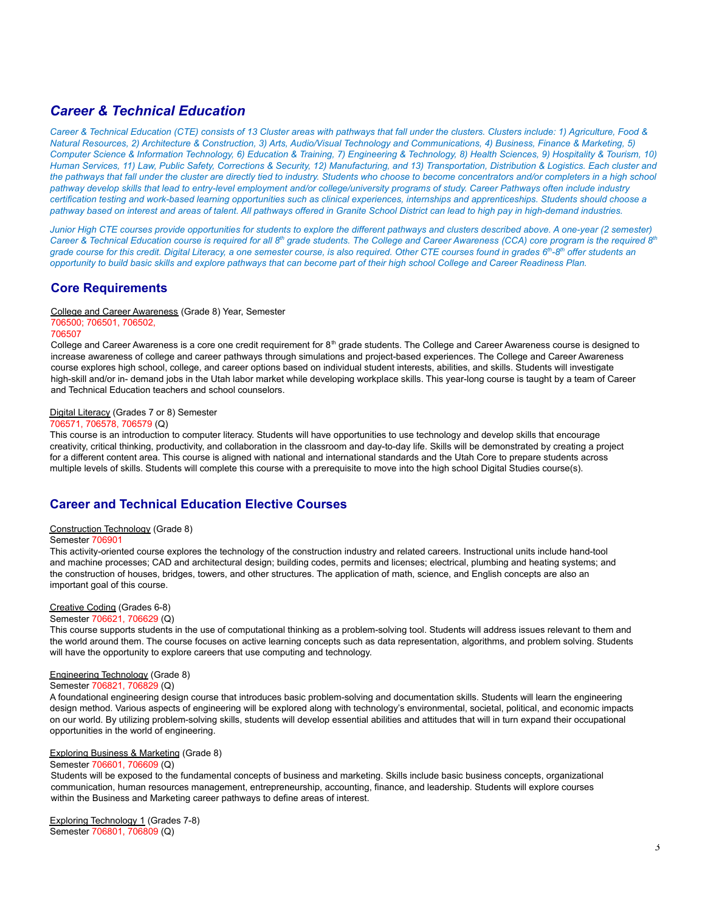## *Career & Technical Education*

*Career & Technical Education (CTE) consists of 13 Cluster areas with pathways that fall under the clusters. Clusters include: 1) Agriculture, Food & Natural Resources, 2) Architecture & Construction, 3) Arts, Audio/Visual Technology and Communications, 4) Business, Finance & Marketing, 5) Computer Science & Information Technology, 6) Education & Training, 7) Engineering & Technology, 8) Health Sciences, 9) Hospitality & Tourism, 10) Human Services, 11) Law, Public Safety, Corrections & Security, 12) Manufacturing, and 13) Transportation, Distribution & Logistics. Each cluster and the pathways that fall under the cluster are directly tied to industry. Students who choose to become concentrators and/or completers in a high school pathway develop skills that lead to entry-level employment and/or college/university programs of study. Career Pathways often include industry certification testing and work-based learning opportunities such as clinical experiences, internships and apprenticeships. Students should choose a pathway based on interest and areas of talent. All pathways offered in Granite School District can lead to high pay in high-demand industries.*

*Junior High CTE courses provide opportunities for students to explore the different pathways and clusters described above. A one-year (2 semester) Career & Technical Education course is required for all 8th grade students. The College and Career Awareness (CCA) core program is the required 8th grade course for this credit. Digital Literacy, a one semester course, is also required. Other CTE courses found in grades 6th-8th offer students an opportunity to build basic skills and explore pathways that can become part of their high school College and Career Readiness Plan.*

### Core Requirements

College and Career Awareness (Grade 8) Year, Semester
706500; 706501, 706502, 706507
College and Career Awareness is a core one credit requirement for 8th grade students. The College and Career Awareness course is designed to increase awareness of college and career pathways through simulations and project-based experiences. The College and Career Awareness course explores high school, college, and career options based on individual student interests, abilities, and skills. Students will investigate high-skill and/or in- demand jobs in the Utah labor market while developing workplace skills. This year-long course is taught by a team of Career and Technical Education teachers and school counselors.

Digital Literacy (Grades 7 or 8) Semester
706571, 706578, 706579 (Q)
This course is an introduction to computer literacy. Students will have opportunities to use technology and develop skills that encourage creativity, critical thinking, productivity, and collaboration in the classroom and day-to-day life. Skills will be demonstrated by creating a project for a different content area. This course is aligned with national and international standards and the Utah Core to prepare students across multiple levels of skills. Students will complete this course with a prerequisite to move into the high school Digital Studies course(s).

### Career and Technical Education Elective Courses

Construction Technology (Grade 8)
Semester 706901
This activity-oriented course explores the technology of the construction industry and related careers. Instructional units include hand-tool and machine processes; CAD and architectural design; building codes, permits and licenses; electrical, plumbing and heating systems; and the construction of houses, bridges, towers, and other structures. The application of math, science, and English concepts are also an important goal of this course.

Creative Coding (Grades 6-8)
Semester 706621, 706629 (Q)
This course supports students in the use of computational thinking as a problem-solving tool. Students will address issues relevant to them and the world around them. The course focuses on active learning concepts such as data representation, algorithms, and problem solving. Students will have the opportunity to explore careers that use computing and technology.

Engineering Technology (Grade 8)
Semester 706821, 706829 (Q)
A foundational engineering design course that introduces basic problem-solving and documentation skills. Students will learn the engineering design method. Various aspects of engineering will be explored along with technology's environmental, societal, political, and economic impacts on our world. By utilizing problem-solving skills, students will develop essential abilities and attitudes that will in turn expand their occupational opportunities in the world of engineering.

Exploring Business & Marketing (Grade 8)
Semester 706601, 706609 (Q)
Students will be exposed to the fundamental concepts of business and marketing. Skills include basic business concepts, organizational communication, human resources management, entrepreneurship, accounting, finance, and leadership. Students will explore courses within the Business and Marketing career pathways to define areas of interest.

Exploring Technology 1 (Grades 7-8)
Semester 706801, 706809 (Q)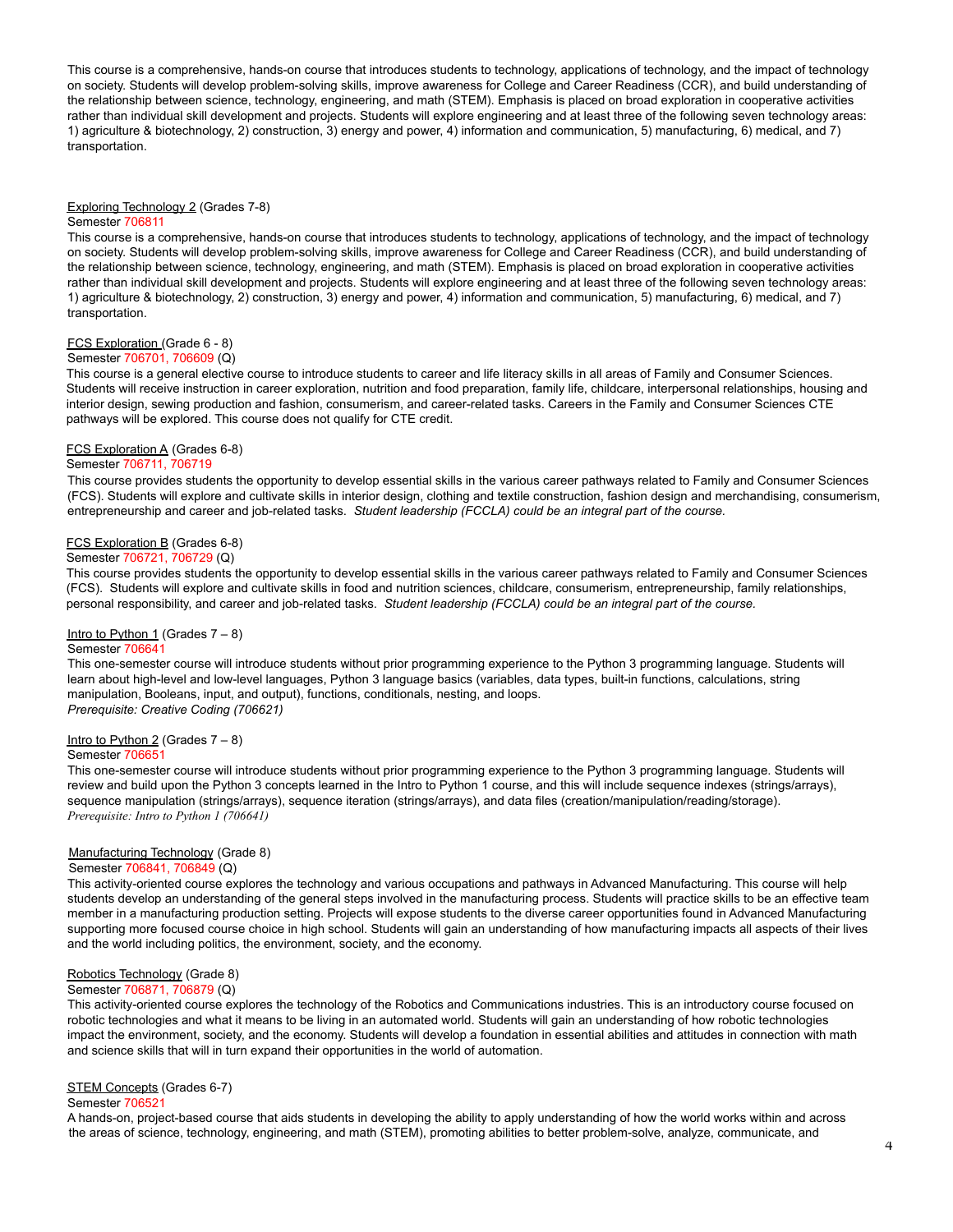This course is a comprehensive, hands-on course that introduces students to technology, applications of technology, and the impact of technology on society. Students will develop problem-solving skills, improve awareness for College and Career Readiness (CCR), and build understanding of the relationship between science, technology, engineering, and math (STEM). Emphasis is placed on broad exploration in cooperative activities rather than individual skill development and projects. Students will explore engineering and at least three of the following seven technology areas: 1) agriculture & biotechnology, 2) construction, 3) energy and power, 4) information and communication, 5) manufacturing, 6) medical, and 7) transportation.

Exploring Technology 2 (Grades 7-8)
Semester 706811
This course is a comprehensive, hands-on course that introduces students to technology, applications of technology, and the impact of technology on society. Students will develop problem-solving skills, improve awareness for College and Career Readiness (CCR), and build understanding of the relationship between science, technology, engineering, and math (STEM). Emphasis is placed on broad exploration in cooperative activities rather than individual skill development and projects. Students will explore engineering and at least three of the following seven technology areas: 1) agriculture & biotechnology, 2) construction, 3) energy and power, 4) information and communication, 5) manufacturing, 6) medical, and 7) transportation.

FCS Exploration (Grade 6 - 8)
Semester 706701, 706609 (Q)
This course is a general elective course to introduce students to career and life literacy skills in all areas of Family and Consumer Sciences. Students will receive instruction in career exploration, nutrition and food preparation, family life, childcare, interpersonal relationships, housing and interior design, sewing production and fashion, consumerism, and career-related tasks. Careers in the Family and Consumer Sciences CTE pathways will be explored. This course does not qualify for CTE credit.

FCS Exploration A (Grades 6-8)
Semester 706711, 706719
This course provides students the opportunity to develop essential skills in the various career pathways related to Family and Consumer Sciences (FCS). Students will explore and cultivate skills in interior design, clothing and textile construction, fashion design and merchandising, consumerism, entrepreneurship and career and job-related tasks. *Student leadership (FCCLA) could be an integral part of the course.*

FCS Exploration B (Grades 6-8)
Semester 706721, 706729 (Q)
This course provides students the opportunity to develop essential skills in the various career pathways related to Family and Consumer Sciences (FCS). Students will explore and cultivate skills in food and nutrition sciences, childcare, consumerism, entrepreneurship, family relationships, personal responsibility, and career and job-related tasks. *Student leadership (FCCLA) could be an integral part of the course.*

Intro to Python 1 (Grades 7 – 8)
Semester 706641
This one-semester course will introduce students without prior programming experience to the Python 3 programming language. Students will learn about high-level and low-level languages, Python 3 language basics (variables, data types, built-in functions, calculations, string manipulation, Booleans, input, and output), functions, conditionals, nesting, and loops.
*Prerequisite: Creative Coding (706621)*

Intro to Python 2 (Grades 7 – 8)
Semester 706651
This one-semester course will introduce students without prior programming experience to the Python 3 programming language. Students will review and build upon the Python 3 concepts learned in the Intro to Python 1 course, and this will include sequence indexes (strings/arrays), sequence manipulation (strings/arrays), sequence iteration (strings/arrays), and data files (creation/manipulation/reading/storage).
*Prerequisite: Intro to Python 1 (706641)*

Manufacturing Technology (Grade 8)
Semester 706841, 706849 (Q)
This activity-oriented course explores the technology and various occupations and pathways in Advanced Manufacturing. This course will help students develop an understanding of the general steps involved in the manufacturing process. Students will practice skills to be an effective team member in a manufacturing production setting. Projects will expose students to the diverse career opportunities found in Advanced Manufacturing supporting more focused course choice in high school. Students will gain an understanding of how manufacturing impacts all aspects of their lives and the world including politics, the environment, society, and the economy.

Robotics Technology (Grade 8)
Semester 706871, 706879 (Q)
This activity-oriented course explores the technology of the Robotics and Communications industries. This is an introductory course focused on robotic technologies and what it means to be living in an automated world. Students will gain an understanding of how robotic technologies impact the environment, society, and the economy. Students will develop a foundation in essential abilities and attitudes in connection with math and science skills that will in turn expand their opportunities in the world of automation.

STEM Concepts (Grades 6-7)
Semester 706521
A hands-on, project-based course that aids students in developing the ability to apply understanding of how the world works within and across the areas of science, technology, engineering, and math (STEM), promoting abilities to better problem-solve, analyze, communicate, and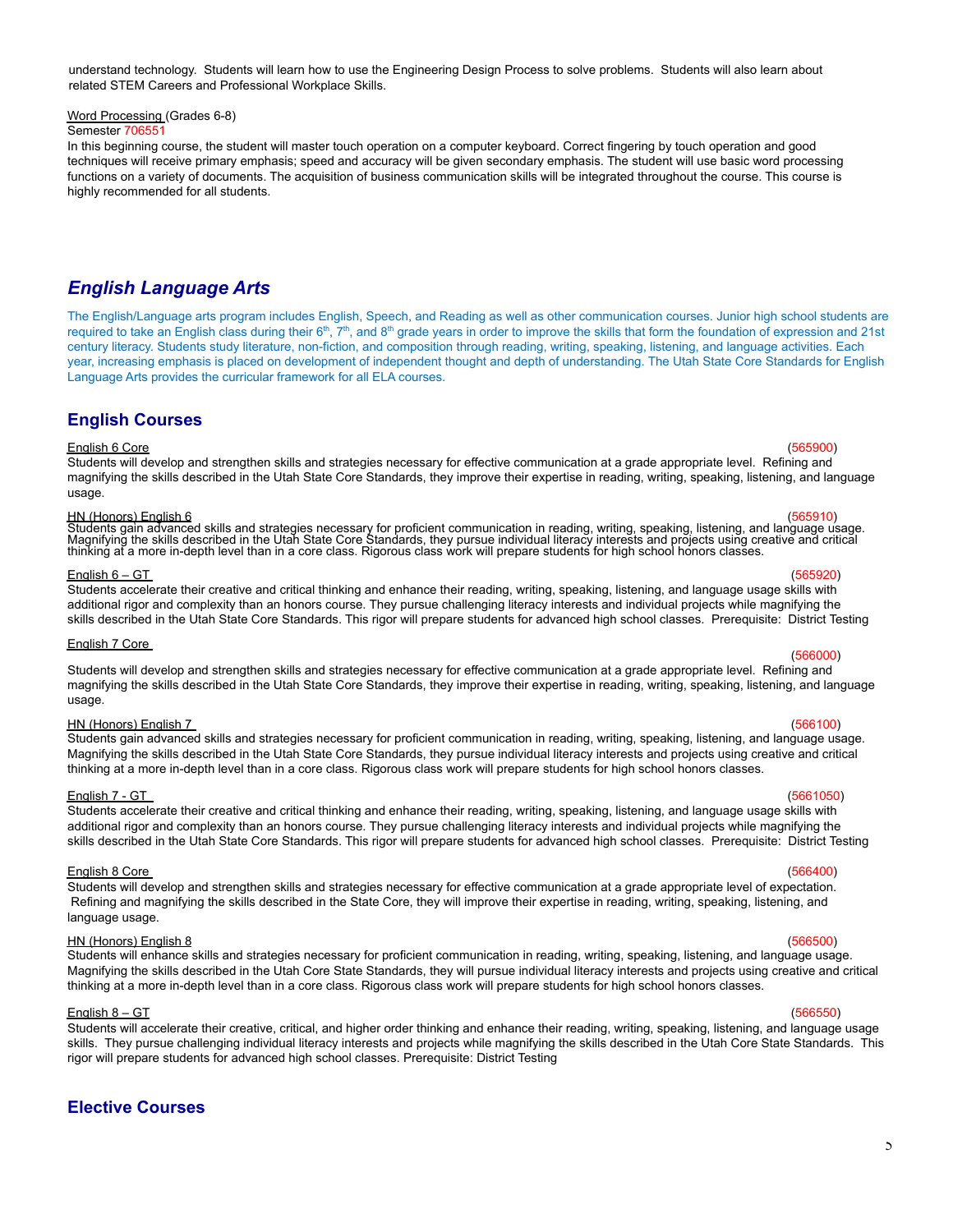understand technology. Students will learn how to use the Engineering Design Process to solve problems. Students will also learn about related STEM Careers and Professional Workplace Skills.

Word Processing (Grades 6-8)
Semester 706551
In this beginning course, the student will master touch operation on a computer keyboard. Correct fingering by touch operation and good techniques will receive primary emphasis; speed and accuracy will be given secondary emphasis. The student will use basic word processing functions on a variety of documents. The acquisition of business communication skills will be integrated throughout the course. This course is highly recommended for all students.

# *English Language Arts*

The English/Language arts program includes English, Speech, and Reading as well as other communication courses. Junior high school students are required to take an English class during their 6th, 7th, and 8th grade years in order to improve the skills that form the foundation of expression and 21st century literacy. Students study literature, non-fiction, and composition through reading, writing, speaking, listening, and language activities. Each year, increasing emphasis is placed on development of independent thought and depth of understanding. The Utah State Core Standards for English Language Arts provides the curricular framework for all ELA courses.

## English Courses

English 6 Core (565900)
Students will develop and strengthen skills and strategies necessary for effective communication at a grade appropriate level. Refining and magnifying the skills described in the Utah State Core Standards, they improve their expertise in reading, writing, speaking, listening, and language usage.

HN (Honors) English 6 (565910)
Students gain advanced skills and strategies necessary for proficient communication in reading, writing, speaking, listening, and language usage. Magnifying the skills described in the Utah State Core Standards, they pursue individual literacy interests and projects using creative and critical thinking at a more in-depth level than in a core class. Rigorous class work will prepare students for high school honors classes.

English 6 – GT (565920)
Students accelerate their creative and critical thinking and enhance their reading, writing, speaking, listening, and language usage skills with additional rigor and complexity than an honors course. They pursue challenging literacy interests and individual projects while magnifying the skills described in the Utah State Core Standards. This rigor will prepare students for advanced high school classes. Prerequisite: District Testing

English 7 Core (566000)
Students will develop and strengthen skills and strategies necessary for effective communication at a grade appropriate level. Refining and magnifying the skills described in the Utah State Core Standards, they improve their expertise in reading, writing, speaking, listening, and language usage.

HN (Honors) English 7 (566100)
Students gain advanced skills and strategies necessary for proficient communication in reading, writing, speaking, listening, and language usage. Magnifying the skills described in the Utah State Core Standards, they pursue individual literacy interests and projects using creative and critical thinking at a more in-depth level than in a core class. Rigorous class work will prepare students for high school honors classes.

English 7 - GT (5661050)
Students accelerate their creative and critical thinking and enhance their reading, writing, speaking, listening, and language usage skills with additional rigor and complexity than an honors course. They pursue challenging literacy interests and individual projects while magnifying the skills described in the Utah State Core Standards. This rigor will prepare students for advanced high school classes. Prerequisite: District Testing

English 8 Core (566400)
Students will develop and strengthen skills and strategies necessary for effective communication at a grade appropriate level of expectation. Refining and magnifying the skills described in the State Core, they will improve their expertise in reading, writing, speaking, listening, and language usage.

HN (Honors) English 8 (566500)
Students will enhance skills and strategies necessary for proficient communication in reading, writing, speaking, listening, and language usage. Magnifying the skills described in the Utah Core State Standards, they will pursue individual literacy interests and projects using creative and critical thinking at a more in-depth level than in a core class. Rigorous class work will prepare students for high school honors classes.

English 8 – GT (566550)
Students will accelerate their creative, critical, and higher order thinking and enhance their reading, writing, speaking, listening, and language usage skills. They pursue challenging individual literacy interests and projects while magnifying the skills described in the Utah Core State Standards. This rigor will prepare students for advanced high school classes. Prerequisite: District Testing

## Elective Courses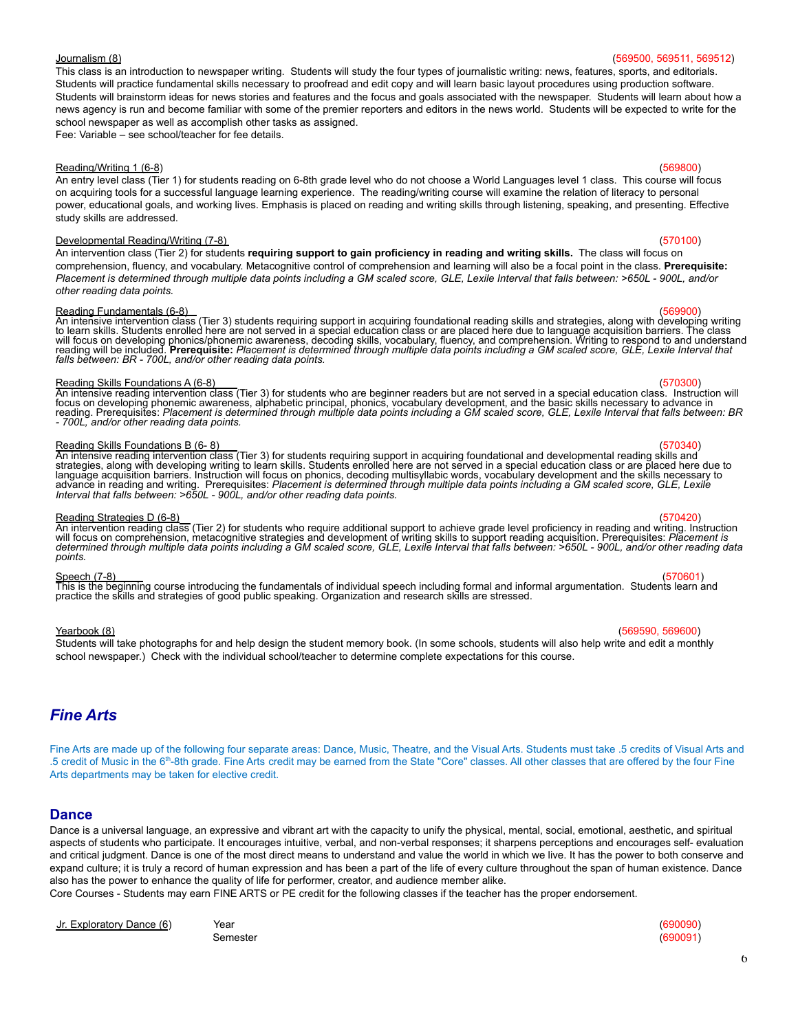Journalism (8) (569500, 569511, 569512)

This class is an introduction to newspaper writing. Students will study the four types of journalistic writing: news, features, sports, and editorials. Students will practice fundamental skills necessary to proofread and edit copy and will learn basic layout procedures using production software. Students will brainstorm ideas for news stories and features and the focus and goals associated with the newspaper. Students will learn about how a news agency is run and become familiar with some of the premier reporters and editors in the news world. Students will be expected to write for the school newspaper as well as accomplish other tasks as assigned.
Fee: Variable – see school/teacher for fee details.

Reading/Writing 1 (6-8) (569800)

An entry level class (Tier 1) for students reading on 6-8th grade level who do not choose a World Languages level 1 class. This course will focus on acquiring tools for a successful language learning experience. The reading/writing course will examine the relation of literacy to personal power, educational goals, and working lives. Emphasis is placed on reading and writing skills through listening, speaking, and presenting. Effective study skills are addressed.

Developmental Reading/Writing (7-8) (570100)

An intervention class (Tier 2) for students **requiring support to gain proficiency in reading and writing skills.** The class will focus on comprehension, fluency, and vocabulary. Metacognitive control of comprehension and learning will also be a focal point in the class. **Prerequisite:** *Placement is determined through multiple data points including a GM scaled score, GLE, Lexile Interval that falls between: >650L - 900L, and/or other reading data points.*

Reading Fundamentals (6-8) (569900)

An intensive intervention class (Tier 3) students requiring support in acquiring foundational reading skills and strategies, along with developing writing to learn skills. Students enrolled here are not served in a special education class or are placed here due to language acquisition barriers. The class will focus on developing phonics/phonemic awareness, decoding skills, vocabulary, fluency, and comprehension. Writing to respond to and understand reading will be included. **Prerequisite:** *Placement is determined through multiple data points including a GM scaled score, GLE, Lexile Interval that falls between: BR - 700L, and/or other reading data points.*

Reading Skills Foundations A (6-8) (570300)

An intensive reading intervention class (Tier 3) for students who are beginner readers but are not served in a special education class. Instruction will focus on developing phonemic awareness, alphabetic principal, phonics, vocabulary development, and the basic skills necessary to advance in reading. Prerequisites: *Placement is determined through multiple data points including a GM scaled score, GLE, Lexile Interval that falls between: BR - 700L, and/or other reading data points.*

Reading Skills Foundations B (6- 8) (570340)

An intensive reading intervention class (Tier 3) for students requiring support in acquiring foundational and developmental reading skills and strategies, along with developing writing to learn skills. Students enrolled here are not served in a special education class or are placed here due to language acquisition barriers. Instruction will focus on phonics, decoding multisyllabic words, vocabulary development and the skills necessary to advance in reading and writing. Prerequisites: *Placement is determined through multiple data points including a GM scaled score, GLE, Lexile Interval that falls between: >650L - 900L, and/or other reading data points.*

Reading Strategies D (6-8) (570420)

An intervention reading class (Tier 2) for students who require additional support to achieve grade level proficiency in reading and writing. Instruction will focus on comprehension, metacognitive strategies and development of writing skills to support reading acquisition. Prerequisites: *Placement is determined through multiple data points including a GM scaled score, GLE, Lexile Interval that falls between: >650L - 900L, and/or other reading data points.*

Speech (7-8) (570601)

This is the beginning course introducing the fundamentals of individual speech including formal and informal argumentation. Students learn and practice the skills and strategies of good public speaking. Organization and research skills are stressed.

Yearbook (8) (569590, 569600)

Students will take photographs for and help design the student memory book. (In some schools, students will also help write and edit a monthly school newspaper.) Check with the individual school/teacher to determine complete expectations for this course.

## *Fine Arts*

Fine Arts are made up of the following four separate areas: Dance, Music, Theatre, and the Visual Arts. Students must take .5 credits of Visual Arts and .5 credit of Music in the 6th-8th grade. Fine Arts credit may be earned from the State "Core" classes. All other classes that are offered by the four Fine Arts departments may be taken for elective credit.

### Dance

Dance is a universal language, an expressive and vibrant art with the capacity to unify the physical, mental, social, emotional, aesthetic, and spiritual aspects of students who participate. It encourages intuitive, verbal, and non-verbal responses; it sharpens perceptions and encourages self- evaluation and critical judgment. Dance is one of the most direct means to understand and value the world in which we live. It has the power to both conserve and expand culture; it is truly a record of human expression and has been a part of the life of every culture throughout the span of human existence. Dance also has the power to enhance the quality of life for performer, creator, and audience member alike.
Core Courses - Students may earn FINE ARTS or PE credit for the following classes if the teacher has the proper endorsement.

| | | |
|---|---|---|
| Jr. Exploratory Dance (6) | Year | (690090) |
| | Semester | (690091) |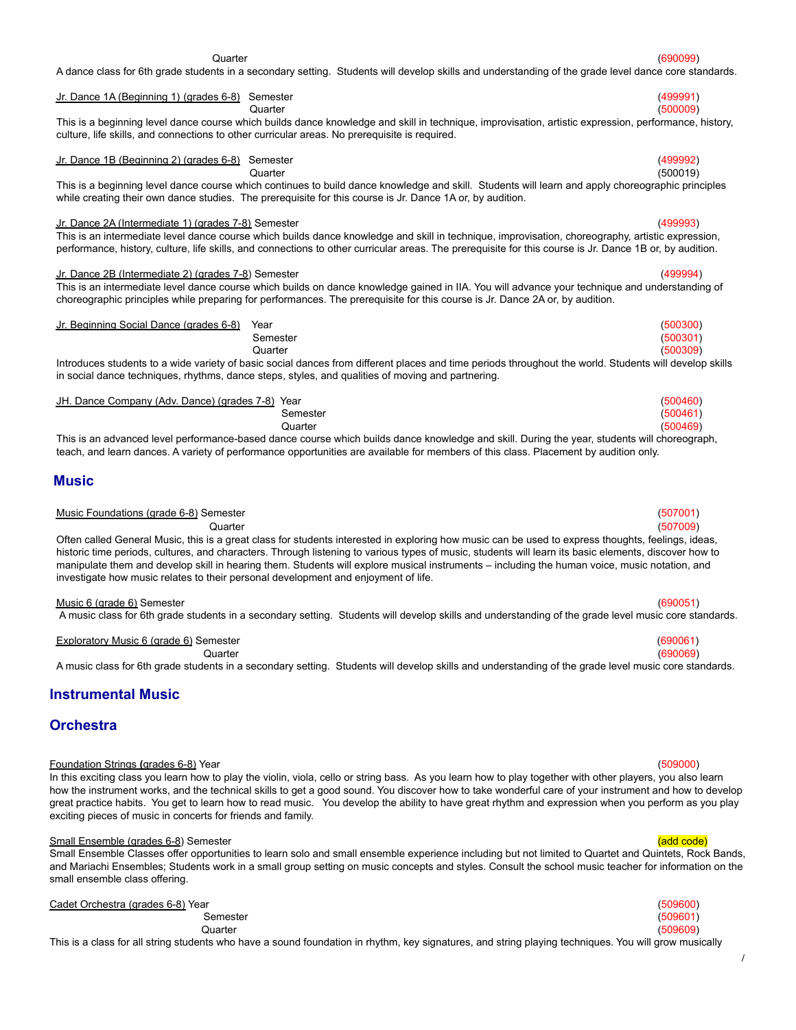Quarter (690099)

A dance class for 6th grade students in a secondary setting. Students will develop skills and understanding of the grade level dance core standards.

Jr. Dance 1A (Beginning 1) (grades 6-8) Semester (499991)
Quarter (500009)

This is a beginning level dance course which builds dance knowledge and skill in technique, improvisation, artistic expression, performance, history, culture, life skills, and connections to other curricular areas. No prerequisite is required.

Jr. Dance 1B (Beginning 2) (grades 6-8) Semester (499992)
Quarter (500019)

This is a beginning level dance course which continues to build dance knowledge and skill. Students will learn and apply choreographic principles while creating their own dance studies. The prerequisite for this course is Jr. Dance 1A or, by audition.

Jr. Dance 2A (Intermediate 1) (grades 7-8) Semester (499993)

This is an intermediate level dance course which builds dance knowledge and skill in technique, improvisation, choreography, artistic expression, performance, history, culture, life skills, and connections to other curricular areas. The prerequisite for this course is Jr. Dance 1B or, by audition.

Jr. Dance 2B (Intermediate 2) (grades 7-8) Semester (499994)

This is an intermediate level dance course which builds on dance knowledge gained in IIA. You will advance your technique and understanding of choreographic principles while preparing for performances. The prerequisite for this course is Jr. Dance 2A or, by audition.

Jr. Beginning Social Dance (grades 6-8) Year (500300)
Semester (500301)
Quarter (500309)

Introduces students to a wide variety of basic social dances from different places and time periods throughout the world. Students will develop skills in social dance techniques, rhythms, dance steps, styles, and qualities of moving and partnering.

JH. Dance Company (Adv. Dance) (grades 7-8) Year (500460)
Semester (500461)
Quarter (500469)

This is an advanced level performance-based dance course which builds dance knowledge and skill. During the year, students will choreograph, teach, and learn dances. A variety of performance opportunities are available for members of this class. Placement by audition only.

## Music

Music Foundations (grade 6-8) Semester (507001)
Quarter (507009)

Often called General Music, this is a great class for students interested in exploring how music can be used to express thoughts, feelings, ideas, historic time periods, cultures, and characters. Through listening to various types of music, students will learn its basic elements, discover how to manipulate them and develop skill in hearing them. Students will explore musical instruments – including the human voice, music notation, and investigate how music relates to their personal development and enjoyment of life.

Music 6 (grade 6) Semester (690051)

A music class for 6th grade students in a secondary setting. Students will develop skills and understanding of the grade level music core standards.

Exploratory Music 6 (grade 6) Semester (690061)
Quarter (690069)

A music class for 6th grade students in a secondary setting. Students will develop skills and understanding of the grade level music core standards.

## Instrumental Music

## Orchestra

Foundation Strings (grades 6-8) Year (509000)

In this exciting class you learn how to play the violin, viola, cello or string bass. As you learn how to play together with other players, you also learn how the instrument works, and the technical skills to get a good sound. You discover how to take wonderful care of your instrument and how to develop great practice habits. You get to learn how to read music. You develop the ability to have great rhythm and expression when you perform as you play exciting pieces of music in concerts for friends and family.

Small Ensemble (grades 6-8) Semester (add code)

Small Ensemble Classes offer opportunities to learn solo and small ensemble experience including but not limited to Quartet and Quintets, Rock Bands, and Mariachi Ensembles; Students work in a small group setting on music concepts and styles. Consult the school music teacher for information on the small ensemble class offering.

Cadet Orchestra (grades 6-8) Year (509600)
Semester (509601)
Quarter (509609)

This is a class for all string students who have a sound foundation in rhythm, key signatures, and string playing techniques. You will grow musically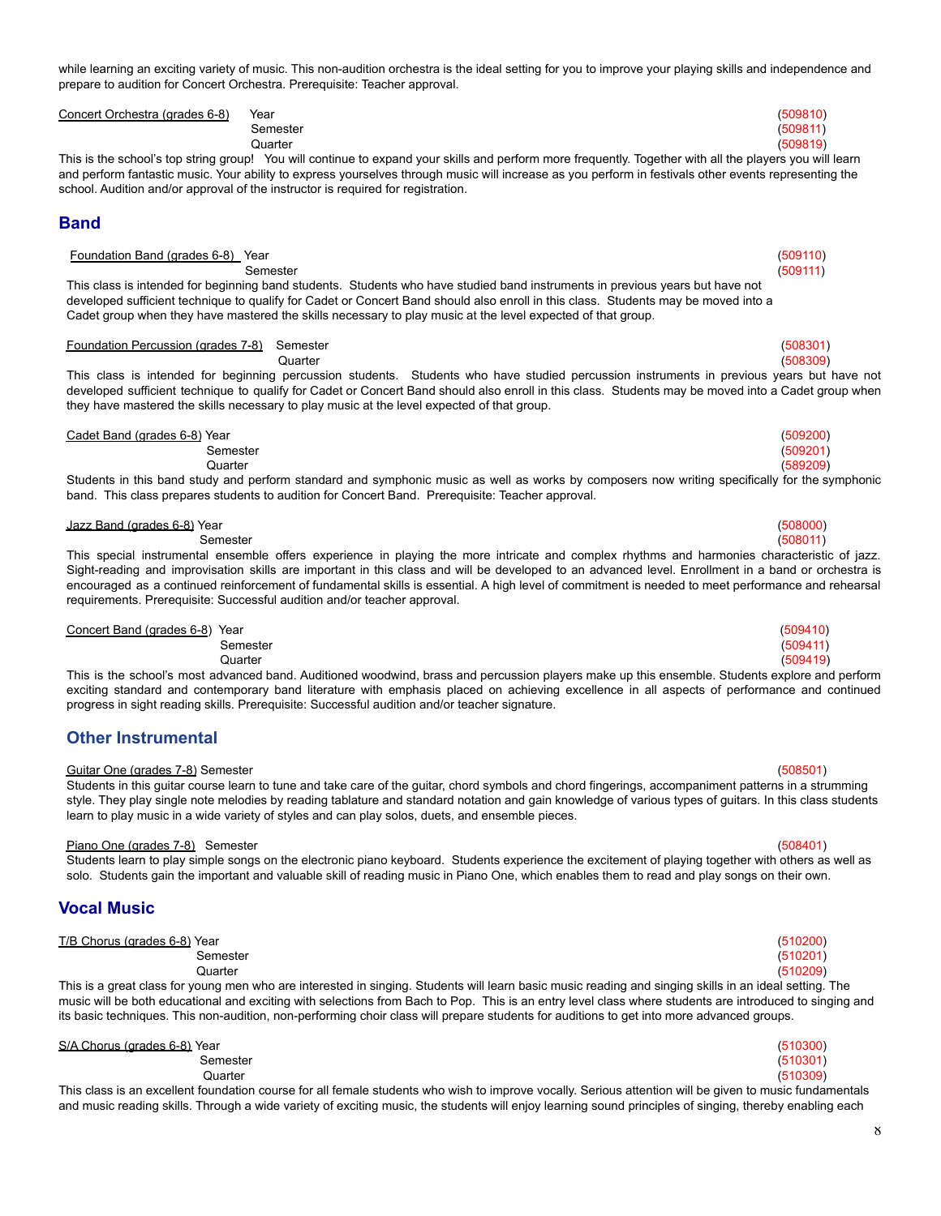while learning an exciting variety of music. This non-audition orchestra is the ideal setting for you to improve your playing skills and independence and prepare to audition for Concert Orchestra. Prerequisite: Teacher approval.

Concert Orchestra (grades 6-8) Year (509810)
Semester (509811)
Quarter (509819)

This is the school's top string group! You will continue to expand your skills and perform more frequently. Together with all the players you will learn and perform fantastic music. Your ability to express yourselves through music will increase as you perform in festivals other events representing the school. Audition and/or approval of the instructor is required for registration.

## Band

Foundation Band (grades 6-8) Year (509110)
Semester (509111)

This class is intended for beginning band students. Students who have studied band instruments in previous years but have not developed sufficient technique to qualify for Cadet or Concert Band should also enroll in this class. Students may be moved into a Cadet group when they have mastered the skills necessary to play music at the level expected of that group.

Foundation Percussion (grades 7-8) Semester (508301)
Quarter (508309)

This class is intended for beginning percussion students. Students who have studied percussion instruments in previous years but have not developed sufficient technique to qualify for Cadet or Concert Band should also enroll in this class. Students may be moved into a Cadet group when they have mastered the skills necessary to play music at the level expected of that group.

Cadet Band (grades 6-8) Year (509200)
Semester (509201)
Quarter (589209)

Students in this band study and perform standard and symphonic music as well as works by composers now writing specifically for the symphonic band. This class prepares students to audition for Concert Band. Prerequisite: Teacher approval.

Jazz Band (grades 6-8) Year (508000)
Semester (508011)

This special instrumental ensemble offers experience in playing the more intricate and complex rhythms and harmonies characteristic of jazz. Sight-reading and improvisation skills are important in this class and will be developed to an advanced level. Enrollment in a band or orchestra is encouraged as a continued reinforcement of fundamental skills is essential. A high level of commitment is needed to meet performance and rehearsal requirements. Prerequisite: Successful audition and/or teacher approval.

Concert Band (grades 6-8) Year (509410)
Semester (509411)
Quarter (509419)

This is the school's most advanced band. Auditioned woodwind, brass and percussion players make up this ensemble. Students explore and perform exciting standard and contemporary band literature with emphasis placed on achieving excellence in all aspects of performance and continued progress in sight reading skills. Prerequisite: Successful audition and/or teacher signature.

## Other Instrumental

Guitar One (grades 7-8) Semester (508501)

Students in this guitar course learn to tune and take care of the guitar, chord symbols and chord fingerings, accompaniment patterns in a strumming style. They play single note melodies by reading tablature and standard notation and gain knowledge of various types of guitars. In this class students learn to play music in a wide variety of styles and can play solos, duets, and ensemble pieces.

Piano One (grades 7-8) Semester (508401)

Students learn to play simple songs on the electronic piano keyboard. Students experience the excitement of playing together with others as well as solo. Students gain the important and valuable skill of reading music in Piano One, which enables them to read and play songs on their own.

## Vocal Music

T/B Chorus (grades 6-8) Year (510200)
Semester (510201)
Quarter (510209)

This is a great class for young men who are interested in singing. Students will learn basic music reading and singing skills in an ideal setting. The music will be both educational and exciting with selections from Bach to Pop. This is an entry level class where students are introduced to singing and its basic techniques. This non-audition, non-performing choir class will prepare students for auditions to get into more advanced groups.

S/A Chorus (grades 6-8) Year (510300)
Semester (510301)
Quarter (510309)

This class is an excellent foundation course for all female students who wish to improve vocally. Serious attention will be given to music fundamentals and music reading skills. Through a wide variety of exciting music, the students will enjoy learning sound principles of singing, thereby enabling each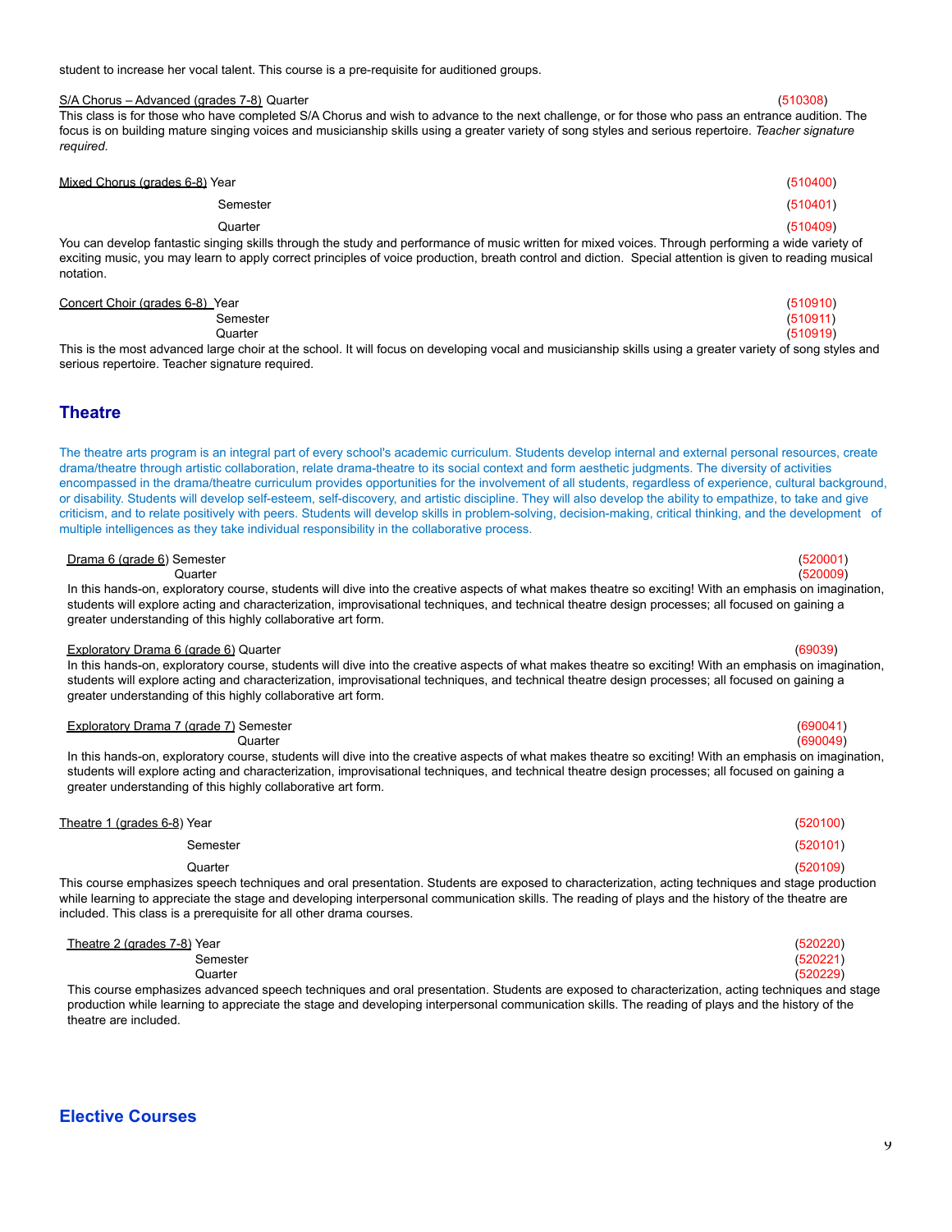student to increase her vocal talent. This course is a pre-requisite for auditioned groups.

S/A Chorus – Advanced (grades 7-8) Quarter (510308)

This class is for those who have completed S/A Chorus and wish to advance to the next challenge, or for those who pass an entrance audition. The focus is on building mature singing voices and musicianship skills using a greater variety of song styles and serious repertoire. *Teacher signature required.*

Mixed Chorus (grades 6-8) Year (510400)
Semester (510401)
Quarter (510409)

You can develop fantastic singing skills through the study and performance of music written for mixed voices. Through performing a wide variety of exciting music, you may learn to apply correct principles of voice production, breath control and diction. Special attention is given to reading musical notation.

Concert Choir (grades 6-8) Year (510910)
Semester (510911)
Quarter (510919)

This is the most advanced large choir at the school. It will focus on developing vocal and musicianship skills using a greater variety of song styles and serious repertoire. Teacher signature required.

## Theatre

The theatre arts program is an integral part of every school's academic curriculum. Students develop internal and external personal resources, create drama/theatre through artistic collaboration, relate drama-theatre to its social context and form aesthetic judgments. The diversity of activities encompassed in the drama/theatre curriculum provides opportunities for the involvement of all students, regardless of experience, cultural background, or disability. Students will develop self-esteem, self-discovery, and artistic discipline. They will also develop the ability to empathize, to take and give criticism, and to relate positively with peers. Students will develop skills in problem-solving, decision-making, critical thinking, and the development of multiple intelligences as they take individual responsibility in the collaborative process.

Drama 6 (grade 6) Semester (520001)
Quarter (520009)

In this hands-on, exploratory course, students will dive into the creative aspects of what makes theatre so exciting! With an emphasis on imagination, students will explore acting and characterization, improvisational techniques, and technical theatre design processes; all focused on gaining a greater understanding of this highly collaborative art form.

Exploratory Drama 6 (grade 6) Quarter (69039)

In this hands-on, exploratory course, students will dive into the creative aspects of what makes theatre so exciting! With an emphasis on imagination, students will explore acting and characterization, improvisational techniques, and technical theatre design processes; all focused on gaining a greater understanding of this highly collaborative art form.

Exploratory Drama 7 (grade 7) Semester (690041)
Quarter (690049)

In this hands-on, exploratory course, students will dive into the creative aspects of what makes theatre so exciting! With an emphasis on imagination, students will explore acting and characterization, improvisational techniques, and technical theatre design processes; all focused on gaining a greater understanding of this highly collaborative art form.

Theatre 1 (grades 6-8) Year (520100)
Semester (520101)
Quarter (520109)

This course emphasizes speech techniques and oral presentation. Students are exposed to characterization, acting techniques and stage production while learning to appreciate the stage and developing interpersonal communication skills. The reading of plays and the history of the theatre are included. This class is a prerequisite for all other drama courses.

Theatre 2 (grades 7-8) Year (520220)
Semester (520221)
Quarter (520229)

This course emphasizes advanced speech techniques and oral presentation. Students are exposed to characterization, acting techniques and stage production while learning to appreciate the stage and developing interpersonal communication skills. The reading of plays and the history of the theatre are included.

## Elective Courses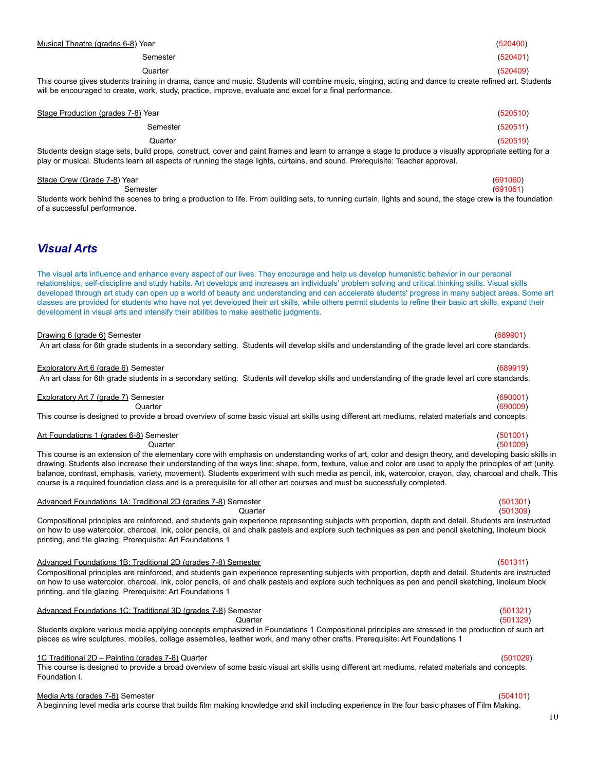Musical Theatre (grades 6-8) Year (520400)

Semester (520401)

Quarter (520409)

This course gives students training in drama, dance and music. Students will combine music, singing, acting and dance to create refined art. Students will be encouraged to create, work, study, practice, improve, evaluate and excel for a final performance.

Stage Production (grades 7-8) Year (520510)

Semester (520511)

Quarter (520519)

Students design stage sets, build props, construct, cover and paint frames and learn to arrange a stage to produce a visually appropriate setting for a play or musical. Students learn all aspects of running the stage lights, curtains, and sound. Prerequisite: Teacher approval.

Stage Crew (Grade 7-8) Year (691060)

Semester (691061)

Students work behind the scenes to bring a production to life. From building sets, to running curtain, lights and sound, the stage crew is the foundation of a successful performance.

## *Visual Arts*

The visual arts influence and enhance every aspect of our lives. They encourage and help us develop humanistic behavior in our personal relationships, self-discipline and study habits. Art develops and increases an individuals' problem solving and critical thinking skills. Visual skills developed through art study can open up a world of beauty and understanding and can accelerate students' progress in many subject areas. Some art classes are provided for students who have not yet developed their art skills, while others permit students to refine their basic art skills, expand their development in visual arts and intensify their abilities to make aesthetic judgments.

Drawing 6 (grade 6) Semester (689901)

An art class for 6th grade students in a secondary setting. Students will develop skills and understanding of the grade level art core standards.

Exploratory Art 6 (grade 6) Semester (689919)

An art class for 6th grade students in a secondary setting. Students will develop skills and understanding of the grade level art core standards.

Exploratory Art 7 (grade 7) Semester (690001)

Quarter (690009)

This course is designed to provide a broad overview of some basic visual art skills using different art mediums, related materials and concepts.

Art Foundations 1 (grades 6-8) Semester (501001)

Quarter (501009)

This course is an extension of the elementary core with emphasis on understanding works of art, color and design theory, and developing basic skills in drawing. Students also increase their understanding of the ways line; shape, form, texture, value and color are used to apply the principles of art (unity, balance, contrast, emphasis, variety, movement). Students experiment with such media as pencil, ink, watercolor, crayon, clay, charcoal and chalk. This course is a required foundation class and is a prerequisite for all other art courses and must be successfully completed.

Advanced Foundations 1A: Traditional 2D (grades 7-8) Semester (501301)

Quarter (501309)

Compositional principles are reinforced, and students gain experience representing subjects with proportion, depth and detail. Students are instructed on how to use watercolor, charcoal, ink, color pencils, oil and chalk pastels and explore such techniques as pen and pencil sketching, linoleum block printing, and tile glazing. Prerequisite: Art Foundations 1

Advanced Foundations 1B: Traditional 2D (grades 7-8) Semester (501311)

Compositional principles are reinforced, and students gain experience representing subjects with proportion, depth and detail. Students are instructed on how to use watercolor, charcoal, ink, color pencils, oil and chalk pastels and explore such techniques as pen and pencil sketching, linoleum block printing, and tile glazing. Prerequisite: Art Foundations 1

Advanced Foundations 1C: Traditional 3D (grades 7-8) Semester (501321)

Quarter (501329)

Students explore various media applying concepts emphasized in Foundations 1 Compositional principles are stressed in the production of such art pieces as wire sculptures, mobiles, collage assemblies, leather work, and many other crafts. Prerequisite: Art Foundations 1

1C Traditional 2D – Painting (grades 7-8) Quarter (501029)

This course is designed to provide a broad overview of some basic visual art skills using different art mediums, related materials and concepts. Foundation I.

Media Arts (grades 7-8) Semester (504101)

A beginning level media arts course that builds film making knowledge and skill including experience in the four basic phases of Film Making.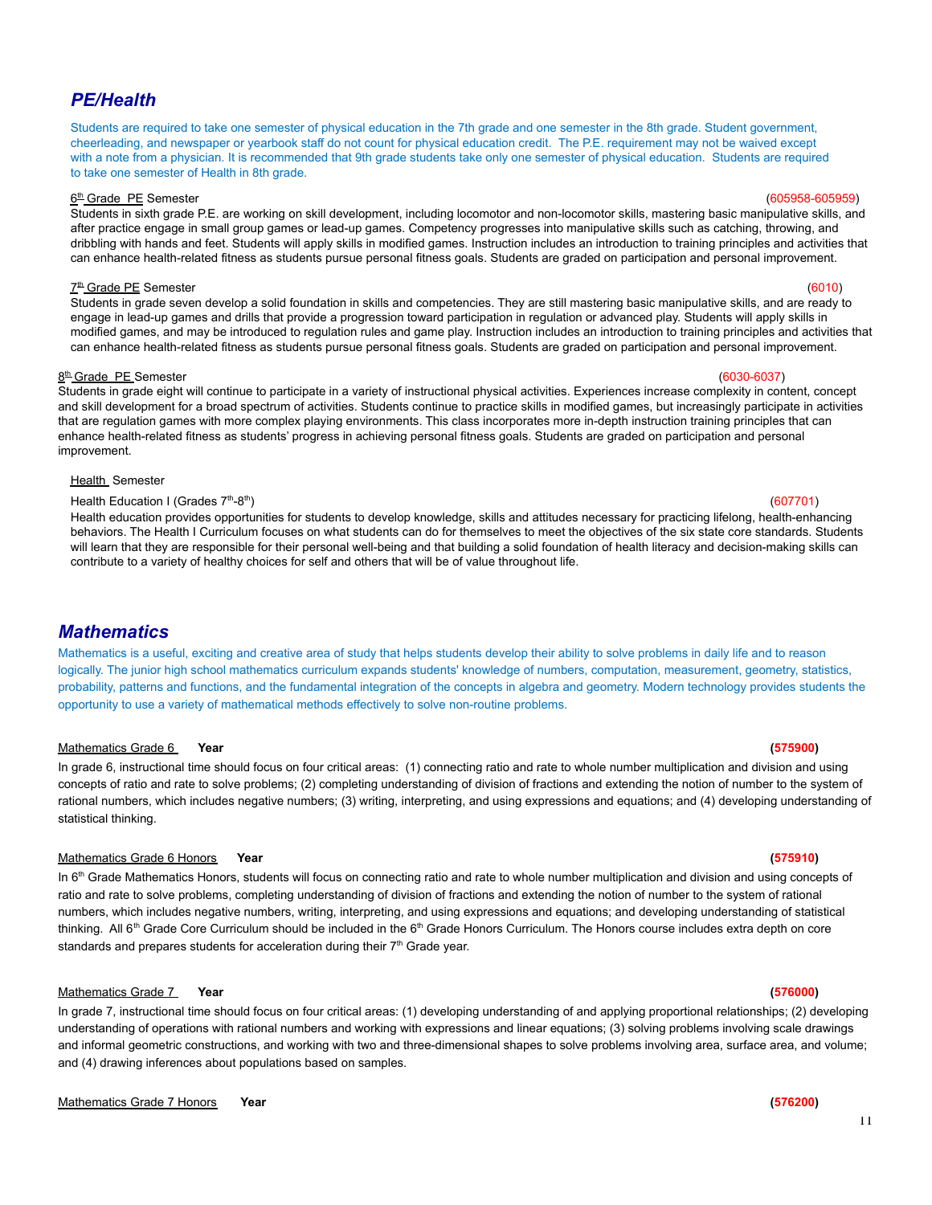## *PE/Health*

Students are required to take one semester of physical education in the 7th grade and one semester in the 8th grade. Student government, cheerleading, and newspaper or yearbook staff do not count for physical education credit. The P.E. requirement may not be waived except with a note from a physician. It is recommended that 9th grade students take only one semester of physical education. Students are required to take one semester of Health in 8th grade.

6th Grade PE Semester (605958-605959)
Students in sixth grade P.E. are working on skill development, including locomotor and non-locomotor skills, mastering basic manipulative skills, and after practice engage in small group games or lead-up games. Competency progresses into manipulative skills such as catching, throwing, and dribbling with hands and feet. Students will apply skills in modified games. Instruction includes an introduction to training principles and activities that can enhance health-related fitness as students pursue personal fitness goals. Students are graded on participation and personal improvement.

7th Grade PE Semester (6010)
Students in grade seven develop a solid foundation in skills and competencies. They are still mastering basic manipulative skills, and are ready to engage in lead-up games and drills that provide a progression toward participation in regulation or advanced play. Students will apply skills in modified games, and may be introduced to regulation rules and game play. Instruction includes an introduction to training principles and activities that can enhance health-related fitness as students pursue personal fitness goals. Students are graded on participation and personal improvement.

8th Grade PE Semester (6030-6037)
Students in grade eight will continue to participate in a variety of instructional physical activities. Experiences increase complexity in content, concept and skill development for a broad spectrum of activities. Students continue to practice skills in modified games, but increasingly participate in activities that are regulation games with more complex playing environments. This class incorporates more in-depth instruction training principles that can enhance health-related fitness as students' progress in achieving personal fitness goals. Students are graded on participation and personal improvement.

Health Semester

Health Education I (Grades 7th-8th) (607701)
Health education provides opportunities for students to develop knowledge, skills and attitudes necessary for practicing lifelong, health-enhancing behaviors. The Health I Curriculum focuses on what students can do for themselves to meet the objectives of the six state core standards. Students will learn that they are responsible for their personal well-being and that building a solid foundation of health literacy and decision-making skills can contribute to a variety of healthy choices for self and others that will be of value throughout life.

## *Mathematics*

Mathematics is a useful, exciting and creative area of study that helps students develop their ability to solve problems in daily life and to reason logically. The junior high school mathematics curriculum expands students' knowledge of numbers, computation, measurement, geometry, statistics, probability, patterns and functions, and the fundamental integration of the concepts in algebra and geometry. Modern technology provides students the opportunity to use a variety of mathematical methods effectively to solve non-routine problems.

Mathematics Grade 6 **Year** **(575900)**

In grade 6, instructional time should focus on four critical areas: (1) connecting ratio and rate to whole number multiplication and division and using concepts of ratio and rate to solve problems; (2) completing understanding of division of fractions and extending the notion of number to the system of rational numbers, which includes negative numbers; (3) writing, interpreting, and using expressions and equations; and (4) developing understanding of statistical thinking.

Mathematics Grade 6 Honors **Year** **(575910)**

In 6th Grade Mathematics Honors, students will focus on connecting ratio and rate to whole number multiplication and division and using concepts of ratio and rate to solve problems, completing understanding of division of fractions and extending the notion of number to the system of rational numbers, which includes negative numbers, writing, interpreting, and using expressions and equations; and developing understanding of statistical thinking. All 6th Grade Core Curriculum should be included in the 6th Grade Honors Curriculum. The Honors course includes extra depth on core standards and prepares students for acceleration during their 7th Grade year.

Mathematics Grade 7 **Year** **(576000)**

In grade 7, instructional time should focus on four critical areas: (1) developing understanding of and applying proportional relationships; (2) developing understanding of operations with rational numbers and working with expressions and linear equations; (3) solving problems involving scale drawings and informal geometric constructions, and working with two and three-dimensional shapes to solve problems involving area, surface area, and volume; and (4) drawing inferences about populations based on samples.

Mathematics Grade 7 Honors **Year** **(576200)**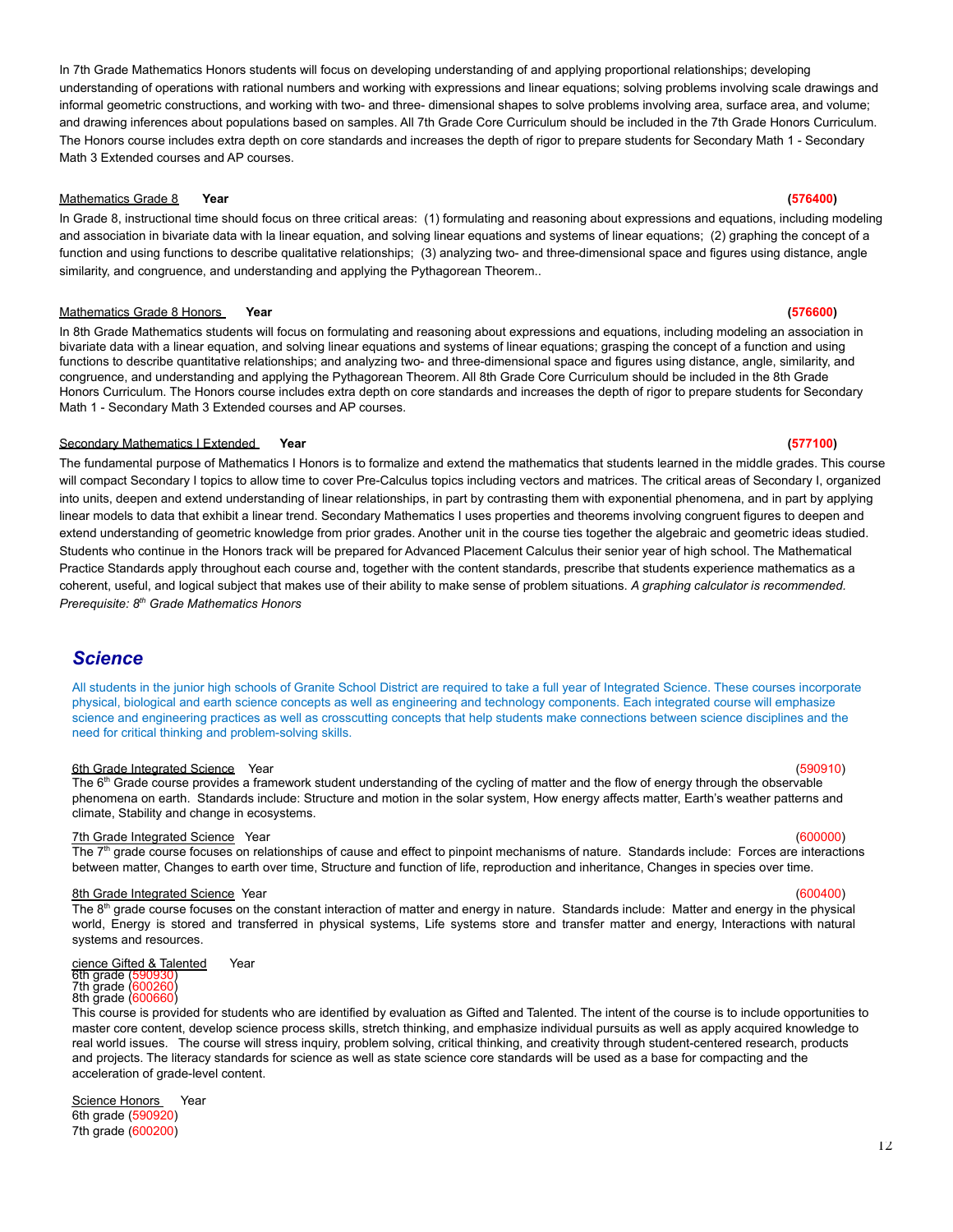In 7th Grade Mathematics Honors students will focus on developing understanding of and applying proportional relationships; developing understanding of operations with rational numbers and working with expressions and linear equations; solving problems involving scale drawings and informal geometric constructions, and working with two- and three- dimensional shapes to solve problems involving area, surface area, and volume; and drawing inferences about populations based on samples. All 7th Grade Core Curriculum should be included in the 7th Grade Honors Curriculum. The Honors course includes extra depth on core standards and increases the depth of rigor to prepare students for Secondary Math 1 - Secondary Math 3 Extended courses and AP courses.

Mathematics Grade 8 **Year** **(576400)**

In Grade 8, instructional time should focus on three critical areas: (1) formulating and reasoning about expressions and equations, including modeling and association in bivariate data with la linear equation, and solving linear equations and systems of linear equations; (2) graphing the concept of a function and using functions to describe qualitative relationships; (3) analyzing two- and three-dimensional space and figures using distance, angle similarity, and congruence, and understanding and applying the Pythagorean Theorem..

Mathematics Grade 8 Honors **Year** **(576600)**

In 8th Grade Mathematics students will focus on formulating and reasoning about expressions and equations, including modeling an association in bivariate data with a linear equation, and solving linear equations and systems of linear equations; grasping the concept of a function and using functions to describe quantitative relationships; and analyzing two- and three-dimensional space and figures using distance, angle, similarity, and congruence, and understanding and applying the Pythagorean Theorem. All 8th Grade Core Curriculum should be included in the 8th Grade Honors Curriculum. The Honors course includes extra depth on core standards and increases the depth of rigor to prepare students for Secondary Math 1 - Secondary Math 3 Extended courses and AP courses.

Secondary Mathematics I Extended **Year** **(577100)**

The fundamental purpose of Mathematics I Honors is to formalize and extend the mathematics that students learned in the middle grades. This course will compact Secondary I topics to allow time to cover Pre-Calculus topics including vectors and matrices. The critical areas of Secondary I, organized into units, deepen and extend understanding of linear relationships, in part by contrasting them with exponential phenomena, and in part by applying linear models to data that exhibit a linear trend. Secondary Mathematics I uses properties and theorems involving congruent figures to deepen and extend understanding of geometric knowledge from prior grades. Another unit in the course ties together the algebraic and geometric ideas studied. Students who continue in the Honors track will be prepared for Advanced Placement Calculus their senior year of high school. The Mathematical Practice Standards apply throughout each course and, together with the content standards, prescribe that students experience mathematics as a coherent, useful, and logical subject that makes use of their ability to make sense of problem situations. *A graphing calculator is recommended. Prerequisite: 8th Grade Mathematics Honors*

## *Science*

All students in the junior high schools of Granite School District are required to take a full year of Integrated Science. These courses incorporate physical, biological and earth science concepts as well as engineering and technology components. Each integrated course will emphasize science and engineering practices as well as crosscutting concepts that help students make connections between science disciplines and the need for critical thinking and problem-solving skills.

6th Grade Integrated Science Year (590910)

The 6th Grade course provides a framework student understanding of the cycling of matter and the flow of energy through the observable phenomena on earth. Standards include: Structure and motion in the solar system, How energy affects matter, Earth's weather patterns and climate, Stability and change in ecosystems.

7th Grade Integrated Science Year (600000)

The 7th grade course focuses on relationships of cause and effect to pinpoint mechanisms of nature. Standards include: Forces are interactions between matter, Changes to earth over time, Structure and function of life, reproduction and inheritance, Changes in species over time.

8th Grade Integrated Science Year (600400)

The 8th grade course focuses on the constant interaction of matter and energy in nature. Standards include: Matter and energy in the physical world, Energy is stored and transferred in physical systems, Life systems store and transfer matter and energy, Interactions with natural systems and resources.

cience Gifted & Talented Year

6th grade (590930)
7th grade (600260)
8th grade (600660)

This course is provided for students who are identified by evaluation as Gifted and Talented. The intent of the course is to include opportunities to master core content, develop science process skills, stretch thinking, and emphasize individual pursuits as well as apply acquired knowledge to real world issues. The course will stress inquiry, problem solving, critical thinking, and creativity through student-centered research, products and projects. The literacy standards for science as well as state science core standards will be used as a base for compacting and the acceleration of grade-level content.

Science Honors Year

6th grade (590920)
7th grade (600200)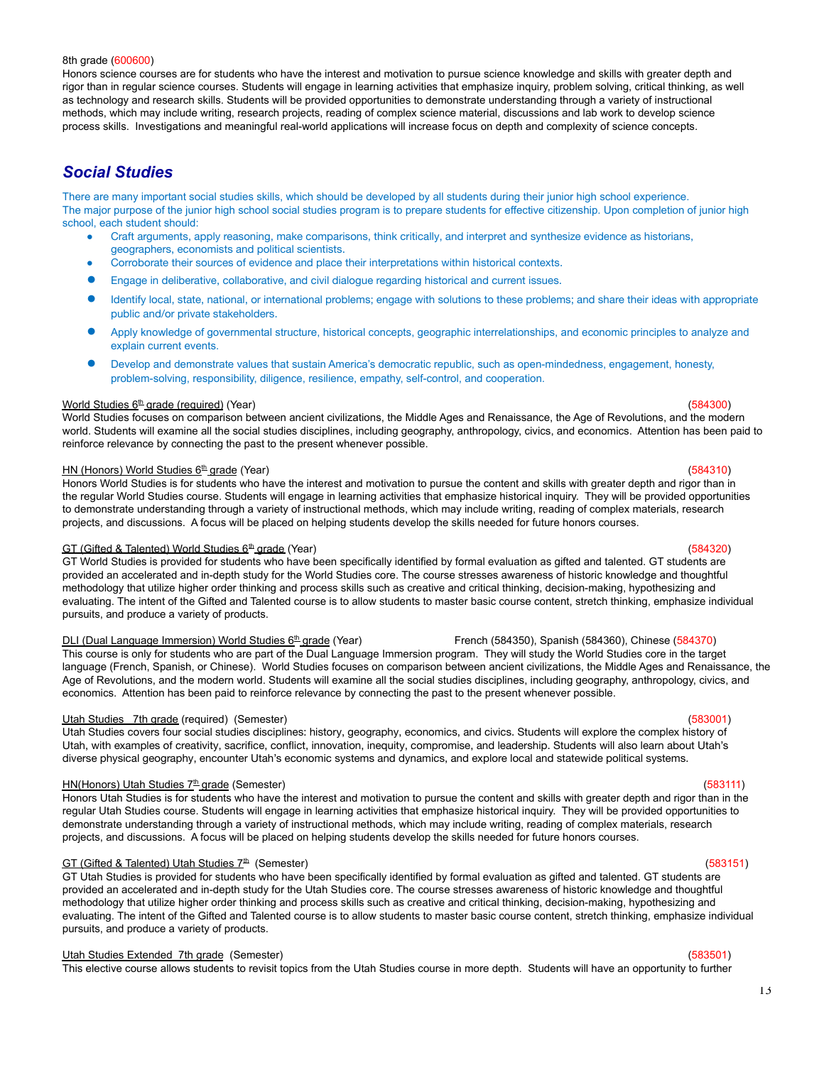8th grade (600600)
Honors science courses are for students who have the interest and motivation to pursue science knowledge and skills with greater depth and rigor than in regular science courses. Students will engage in learning activities that emphasize inquiry, problem solving, critical thinking, as well as technology and research skills. Students will be provided opportunities to demonstrate understanding through a variety of instructional methods, which may include writing, research projects, reading of complex science material, discussions and lab work to develop science process skills. Investigations and meaningful real-world applications will increase focus on depth and complexity of science concepts.

## *Social Studies*

There are many important social studies skills, which should be developed by all students during their junior high school experience.
The major purpose of the junior high school social studies program is to prepare students for effective citizenship. Upon completion of junior high school, each student should:

- Craft arguments, apply reasoning, make comparisons, think critically, and interpret and synthesize evidence as historians, geographers, economists and political scientists.
- Corroborate their sources of evidence and place their interpretations within historical contexts.
- Engage in deliberative, collaborative, and civil dialogue regarding historical and current issues.
- Identify local, state, national, or international problems; engage with solutions to these problems; and share their ideas with appropriate public and/or private stakeholders.
- Apply knowledge of governmental structure, historical concepts, geographic interrelationships, and economic principles to analyze and explain current events.
- Develop and demonstrate values that sustain America's democratic republic, such as open-mindedness, engagement, honesty, problem-solving, responsibility, diligence, resilience, empathy, self-control, and cooperation.

World Studies 6th grade (required) (Year) (584300)
World Studies focuses on comparison between ancient civilizations, the Middle Ages and Renaissance, the Age of Revolutions, and the modern world. Students will examine all the social studies disciplines, including geography, anthropology, civics, and economics. Attention has been paid to reinforce relevance by connecting the past to the present whenever possible.

HN (Honors) World Studies 6th grade (Year) (584310)
Honors World Studies is for students who have the interest and motivation to pursue the content and skills with greater depth and rigor than in the regular World Studies course. Students will engage in learning activities that emphasize historical inquiry. They will be provided opportunities to demonstrate understanding through a variety of instructional methods, which may include writing, reading of complex materials, research projects, and discussions. A focus will be placed on helping students develop the skills needed for future honors courses.

GT (Gifted & Talented) World Studies 6th grade (Year) (584320)
GT World Studies is provided for students who have been specifically identified by formal evaluation as gifted and talented. GT students are provided an accelerated and in-depth study for the World Studies core. The course stresses awareness of historic knowledge and thoughtful methodology that utilize higher order thinking and process skills such as creative and critical thinking, decision-making, hypothesizing and evaluating. The intent of the Gifted and Talented course is to allow students to master basic course content, stretch thinking, emphasize individual pursuits, and produce a variety of products.

DLI (Dual Language Immersion) World Studies 6th grade (Year) French (584350), Spanish (584360), Chinese (584370)
This course is only for students who are part of the Dual Language Immersion program. They will study the World Studies core in the target language (French, Spanish, or Chinese). World Studies focuses on comparison between ancient civilizations, the Middle Ages and Renaissance, the Age of Revolutions, and the modern world. Students will examine all the social studies disciplines, including geography, anthropology, civics, and economics. Attention has been paid to reinforce relevance by connecting the past to the present whenever possible.

Utah Studies 7th grade (required) (Semester) (583001)
Utah Studies covers four social studies disciplines: history, geography, economics, and civics. Students will explore the complex history of Utah, with examples of creativity, sacrifice, conflict, innovation, inequity, compromise, and leadership. Students will also learn about Utah's diverse physical geography, encounter Utah's economic systems and dynamics, and explore local and statewide political systems.

HN(Honors) Utah Studies 7th grade (Semester) (583111)
Honors Utah Studies is for students who have the interest and motivation to pursue the content and skills with greater depth and rigor than in the regular Utah Studies course. Students will engage in learning activities that emphasize historical inquiry. They will be provided opportunities to demonstrate understanding through a variety of instructional methods, which may include writing, reading of complex materials, research projects, and discussions. A focus will be placed on helping students develop the skills needed for future honors courses.

GT (Gifted & Talented) Utah Studies 7th (Semester) (583151)
GT Utah Studies is provided for students who have been specifically identified by formal evaluation as gifted and talented. GT students are provided an accelerated and in-depth study for the Utah Studies core. The course stresses awareness of historic knowledge and thoughtful methodology that utilize higher order thinking and process skills such as creative and critical thinking, decision-making, hypothesizing and evaluating. The intent of the Gifted and Talented course is to allow students to master basic course content, stretch thinking, emphasize individual pursuits, and produce a variety of products.

Utah Studies Extended 7th grade (Semester) (583501)
This elective course allows students to revisit topics from the Utah Studies course in more depth. Students will have an opportunity to further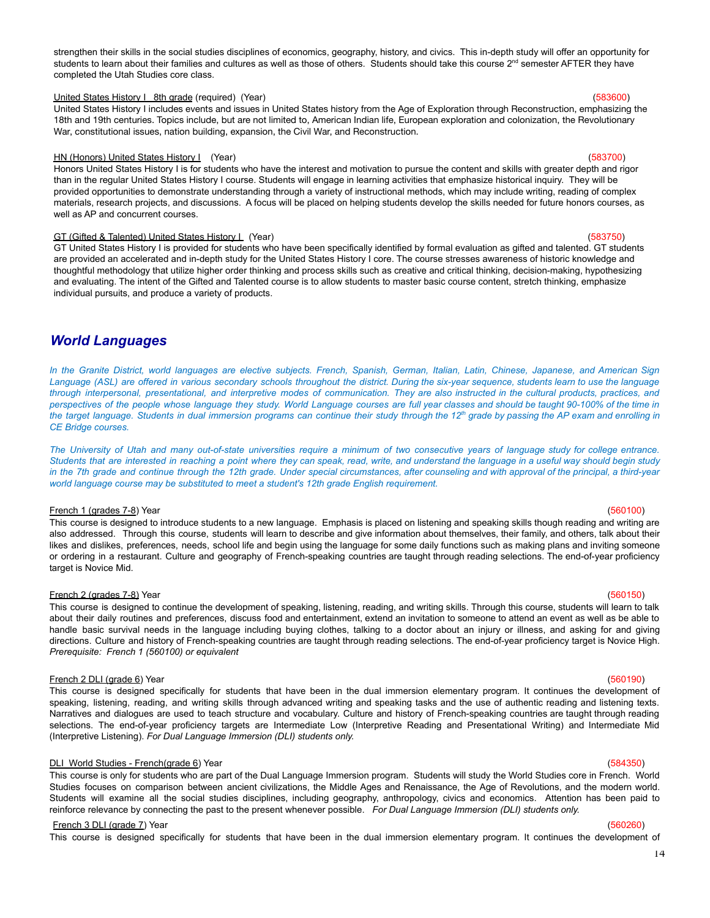strengthen their skills in the social studies disciplines of economics, geography, history, and civics. This in-depth study will offer an opportunity for students to learn about their families and cultures as well as those of others. Students should take this course 2nd semester AFTER they have completed the Utah Studies core class.

United States History I 8th grade (required) (Year) (583600)
United States History I includes events and issues in United States history from the Age of Exploration through Reconstruction, emphasizing the 18th and 19th centuries. Topics include, but are not limited to, American Indian life, European exploration and colonization, the Revolutionary War, constitutional issues, nation building, expansion, the Civil War, and Reconstruction.

HN (Honors) United States History I (Year) (583700)
Honors United States History I is for students who have the interest and motivation to pursue the content and skills with greater depth and rigor than in the regular United States History I course. Students will engage in learning activities that emphasize historical inquiry. They will be provided opportunities to demonstrate understanding through a variety of instructional methods, which may include writing, reading of complex materials, research projects, and discussions. A focus will be placed on helping students develop the skills needed for future honors courses, as well as AP and concurrent courses.

GT (Gifted & Talented) United States History I (Year) (583750)
GT United States History I is provided for students who have been specifically identified by formal evaluation as gifted and talented. GT students are provided an accelerated and in-depth study for the United States History I core. The course stresses awareness of historic knowledge and thoughtful methodology that utilize higher order thinking and process skills such as creative and critical thinking, decision-making, hypothesizing and evaluating. The intent of the Gifted and Talented course is to allow students to master basic course content, stretch thinking, emphasize individual pursuits, and produce a variety of products.

## *World Languages*

*In the Granite District, world languages are elective subjects. French, Spanish, German, Italian, Latin, Chinese, Japanese, and American Sign Language (ASL) are offered in various secondary schools throughout the district. During the six-year sequence, students learn to use the language through interpersonal, presentational, and interpretive modes of communication. They are also instructed in the cultural products, practices, and perspectives of the people whose language they study. World Language courses are full year classes and should be taught 90-100% of the time in the target language. Students in dual immersion programs can continue their study through the 12th grade by passing the AP exam and enrolling in CE Bridge courses.*

*The University of Utah and many out-of-state universities require a minimum of two consecutive years of language study for college entrance. Students that are interested in reaching a point where they can speak, read, write, and understand the language in a useful way should begin study in the 7th grade and continue through the 12th grade. Under special circumstances, after counseling and with approval of the principal, a third-year world language course may be substituted to meet a student's 12th grade English requirement.*

French 1 (grades 7-8) Year (560100)
This course is designed to introduce students to a new language. Emphasis is placed on listening and speaking skills though reading and writing are also addressed. Through this course, students will learn to describe and give information about themselves, their family, and others, talk about their likes and dislikes, preferences, needs, school life and begin using the language for some daily functions such as making plans and inviting someone or ordering in a restaurant. Culture and geography of French-speaking countries are taught through reading selections. The end-of-year proficiency target is Novice Mid.

French 2 (grades 7-8) Year (560150)
This course is designed to continue the development of speaking, listening, reading, and writing skills. Through this course, students will learn to talk about their daily routines and preferences, discuss food and entertainment, extend an invitation to someone to attend an event as well as be able to handle basic survival needs in the language including buying clothes, talking to a doctor about an injury or illness, and asking for and giving directions. Culture and history of French-speaking countries are taught through reading selections. The end-of-year proficiency target is Novice High. *Prerequisite: French 1 (560100) or equivalent*

French 2 DLI (grade 6) Year (560190)
This course is designed specifically for students that have been in the dual immersion elementary program. It continues the development of speaking, listening, reading, and writing skills through advanced writing and speaking tasks and the use of authentic reading and listening texts. Narratives and dialogues are used to teach structure and vocabulary. Culture and history of French-speaking countries are taught through reading selections. The end-of-year proficiency targets are Intermediate Low (Interpretive Reading and Presentational Writing) and Intermediate Mid (Interpretive Listening). *For Dual Language Immersion (DLI) students only.*

DLI World Studies - French(grade 6) Year (584350)
This course is only for students who are part of the Dual Language Immersion program. Students will study the World Studies core in French. World Studies focuses on comparison between ancient civilizations, the Middle Ages and Renaissance, the Age of Revolutions, and the modern world. Students will examine all the social studies disciplines, including geography, anthropology, civics and economics. Attention has been paid to reinforce relevance by connecting the past to the present whenever possible. *For Dual Language Immersion (DLI) students only.*

French 3 DLI (grade 7) Year (560260)
This course is designed specifically for students that have been in the dual immersion elementary program. It continues the development of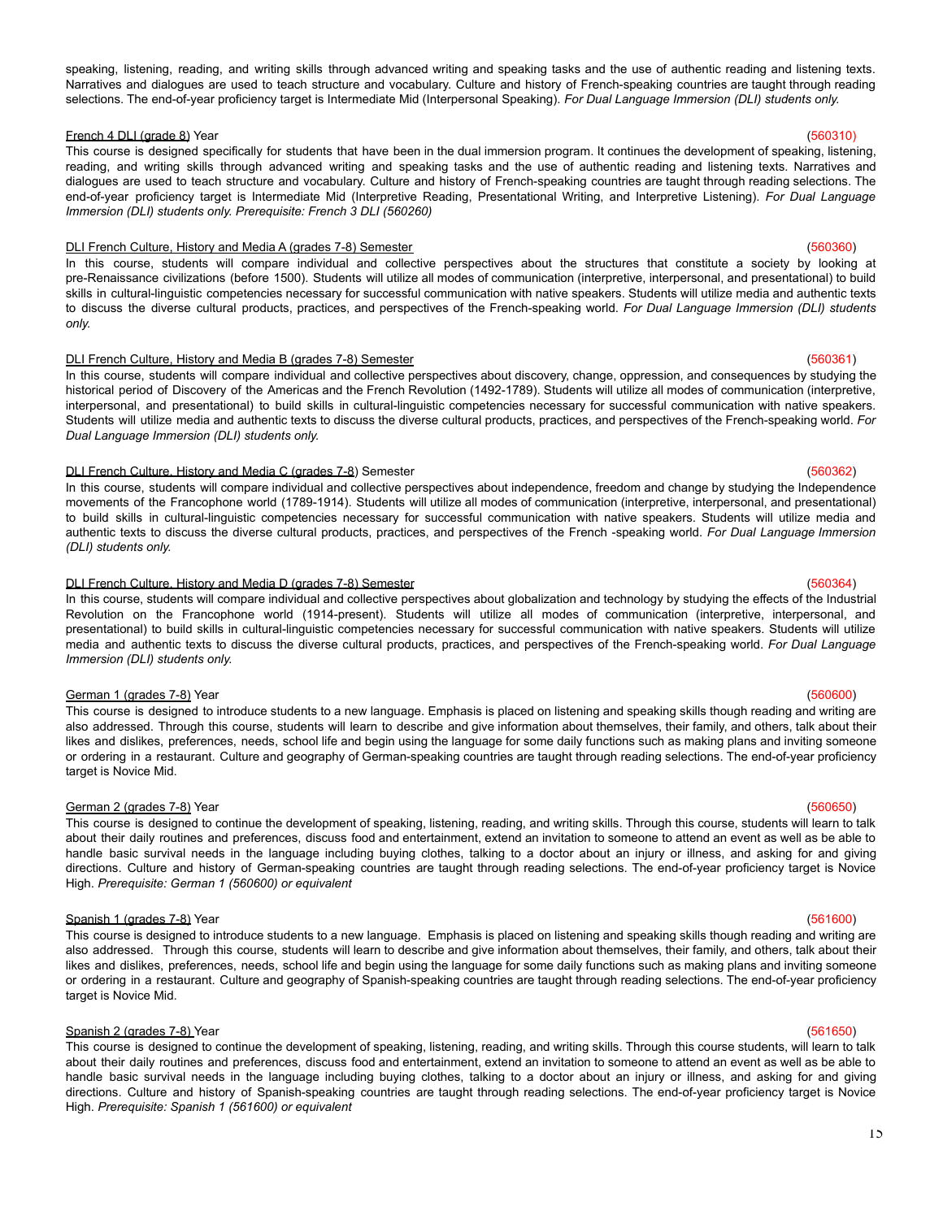speaking, listening, reading, and writing skills through advanced writing and speaking tasks and the use of authentic reading and listening texts. Narratives and dialogues are used to teach structure and vocabulary. Culture and history of French-speaking countries are taught through reading selections. The end-of-year proficiency target is Intermediate Mid (Interpersonal Speaking). *For Dual Language Immersion (DLI) students only.*

French 4 DLI (grade 8) Year (560310)

This course is designed specifically for students that have been in the dual immersion program. It continues the development of speaking, listening, reading, and writing skills through advanced writing and speaking tasks and the use of authentic reading and listening texts. Narratives and dialogues are used to teach structure and vocabulary. Culture and history of French-speaking countries are taught through reading selections. The end-of-year proficiency target is Intermediate Mid (Interpretive Reading, Presentational Writing, and Interpretive Listening). *For Dual Language Immersion (DLI) students only. Prerequisite: French 3 DLI (560260)*

DLI French Culture, History and Media A (grades 7-8) Semester (560360)

In this course, students will compare individual and collective perspectives about the structures that constitute a society by looking at pre-Renaissance civilizations (before 1500). Students will utilize all modes of communication (interpretive, interpersonal, and presentational) to build skills in cultural-linguistic competencies necessary for successful communication with native speakers. Students will utilize media and authentic texts to discuss the diverse cultural products, practices, and perspectives of the French-speaking world. *For Dual Language Immersion (DLI) students only.*

DLI French Culture, History and Media B (grades 7-8) Semester (560361)

In this course, students will compare individual and collective perspectives about discovery, change, oppression, and consequences by studying the historical period of Discovery of the Americas and the French Revolution (1492-1789). Students will utilize all modes of communication (interpretive, interpersonal, and presentational) to build skills in cultural-linguistic competencies necessary for successful communication with native speakers. Students will utilize media and authentic texts to discuss the diverse cultural products, practices, and perspectives of the French-speaking world. *For Dual Language Immersion (DLI) students only.*

DLI French Culture, History and Media C (grades 7-8) Semester (560362)

In this course, students will compare individual and collective perspectives about independence, freedom and change by studying the Independence movements of the Francophone world (1789-1914). Students will utilize all modes of communication (interpretive, interpersonal, and presentational) to build skills in cultural-linguistic competencies necessary for successful communication with native speakers. Students will utilize media and authentic texts to discuss the diverse cultural products, practices, and perspectives of the French -speaking world. *For Dual Language Immersion (DLI) students only.*

DLI French Culture, History and Media D (grades 7-8) Semester (560364)

In this course, students will compare individual and collective perspectives about globalization and technology by studying the effects of the Industrial Revolution on the Francophone world (1914-present). Students will utilize all modes of communication (interpretive, interpersonal, and presentational) to build skills in cultural-linguistic competencies necessary for successful communication with native speakers. Students will utilize media and authentic texts to discuss the diverse cultural products, practices, and perspectives of the French-speaking world. *For Dual Language Immersion (DLI) students only.*

German 1 (grades 7-8) Year (560600)

This course is designed to introduce students to a new language. Emphasis is placed on listening and speaking skills though reading and writing are also addressed. Through this course, students will learn to describe and give information about themselves, their family, and others, talk about their likes and dislikes, preferences, needs, school life and begin using the language for some daily functions such as making plans and inviting someone or ordering in a restaurant. Culture and geography of German-speaking countries are taught through reading selections. The end-of-year proficiency target is Novice Mid.

German 2 (grades 7-8) Year (560650)

This course is designed to continue the development of speaking, listening, reading, and writing skills. Through this course, students will learn to talk about their daily routines and preferences, discuss food and entertainment, extend an invitation to someone to attend an event as well as be able to handle basic survival needs in the language including buying clothes, talking to a doctor about an injury or illness, and asking for and giving directions. Culture and history of German-speaking countries are taught through reading selections. The end-of-year proficiency target is Novice High. *Prerequisite: German 1 (560600) or equivalent*

Spanish 1 (grades 7-8) Year (561600)

This course is designed to introduce students to a new language. Emphasis is placed on listening and speaking skills though reading and writing are also addressed. Through this course, students will learn to describe and give information about themselves, their family, and others, talk about their likes and dislikes, preferences, needs, school life and begin using the language for some daily functions such as making plans and inviting someone or ordering in a restaurant. Culture and geography of Spanish-speaking countries are taught through reading selections. The end-of-year proficiency target is Novice Mid.

Spanish 2 (grades 7-8) Year (561650)

This course is designed to continue the development of speaking, listening, reading, and writing skills. Through this course students, will learn to talk about their daily routines and preferences, discuss food and entertainment, extend an invitation to someone to attend an event as well as be able to handle basic survival needs in the language including buying clothes, talking to a doctor about an injury or illness, and asking for and giving directions. Culture and history of Spanish-speaking countries are taught through reading selections. The end-of-year proficiency target is Novice High. *Prerequisite: Spanish 1 (561600) or equivalent*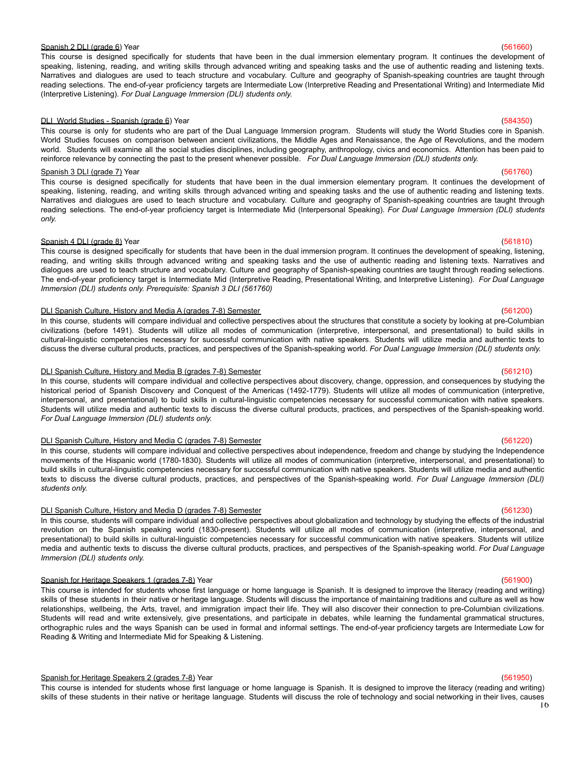Spanish 2 DLI (grade 6) Year (561660)

This course is designed specifically for students that have been in the dual immersion elementary program. It continues the development of speaking, listening, reading, and writing skills through advanced writing and speaking tasks and the use of authentic reading and listening texts. Narratives and dialogues are used to teach structure and vocabulary. Culture and geography of Spanish-speaking countries are taught through reading selections. The end-of-year proficiency targets are Intermediate Low (Interpretive Reading and Presentational Writing) and Intermediate Mid (Interpretive Listening). *For Dual Language Immersion (DLI) students only.*

DLI World Studies - Spanish (grade 6) Year (584350)

This course is only for students who are part of the Dual Language Immersion program. Students will study the World Studies core in Spanish. World Studies focuses on comparison between ancient civilizations, the Middle Ages and Renaissance, the Age of Revolutions, and the modern world. Students will examine all the social studies disciplines, including geography, anthropology, civics and economics. Attention has been paid to reinforce relevance by connecting the past to the present whenever possible. *For Dual Language Immersion (DLI) students only.*

Spanish 3 DLI (grade 7) Year (561760)

This course is designed specifically for students that have been in the dual immersion elementary program. It continues the development of speaking, listening, reading, and writing skills through advanced writing and speaking tasks and the use of authentic reading and listening texts. Narratives and dialogues are used to teach structure and vocabulary. Culture and geography of Spanish-speaking countries are taught through reading selections. The end-of-year proficiency target is Intermediate Mid (Interpersonal Speaking). *For Dual Language Immersion (DLI) students only.*

Spanish 4 DLI (grade 8) Year (561810)

This course is designed specifically for students that have been in the dual immersion program. It continues the development of speaking, listening, reading, and writing skills through advanced writing and speaking tasks and the use of authentic reading and listening texts. Narratives and dialogues are used to teach structure and vocabulary. Culture and geography of Spanish-speaking countries are taught through reading selections. The end-of-year proficiency target is Intermediate Mid (Interpretive Reading, Presentational Writing, and Interpretive Listening). *For Dual Language Immersion (DLI) students only. Prerequisite: Spanish 3 DLI (561760)*

DLI Spanish Culture, History and Media A (grades 7-8) Semester (561200)

In this course, students will compare individual and collective perspectives about the structures that constitute a society by looking at pre-Columbian civilizations (before 1491). Students will utilize all modes of communication (interpretive, interpersonal, and presentational) to build skills in cultural-linguistic competencies necessary for successful communication with native speakers. Students will utilize media and authentic texts to discuss the diverse cultural products, practices, and perspectives of the Spanish-speaking world. *For Dual Language Immersion (DLI) students only.*

DLI Spanish Culture, History and Media B (grades 7-8) Semester (561210)

In this course, students will compare individual and collective perspectives about discovery, change, oppression, and consequences by studying the historical period of Spanish Discovery and Conquest of the Americas (1492-1779). Students will utilize all modes of communication (interpretive, interpersonal, and presentational) to build skills in cultural-linguistic competencies necessary for successful communication with native speakers. Students will utilize media and authentic texts to discuss the diverse cultural products, practices, and perspectives of the Spanish-speaking world. *For Dual Language Immersion (DLI) students only.*

DLI Spanish Culture, History and Media C (grades 7-8) Semester (561220)

In this course, students will compare individual and collective perspectives about independence, freedom and change by studying the Independence movements of the Hispanic world (1780-1830). Students will utilize all modes of communication (interpretive, interpersonal, and presentational) to build skills in cultural-linguistic competencies necessary for successful communication with native speakers. Students will utilize media and authentic texts to discuss the diverse cultural products, practices, and perspectives of the Spanish-speaking world. *For Dual Language Immersion (DLI) students only.*

DLI Spanish Culture, History and Media D (grades 7-8) Semester (561230)

In this course, students will compare individual and collective perspectives about globalization and technology by studying the effects of the industrial revolution on the Spanish speaking world (1830-present). Students will utilize all modes of communication (interpretive, interpersonal, and presentational) to build skills in cultural-linguistic competencies necessary for successful communication with native speakers. Students will utilize media and authentic texts to discuss the diverse cultural products, practices, and perspectives of the Spanish-speaking world. *For Dual Language Immersion (DLI) students only.*

Spanish for Heritage Speakers 1 (grades 7-8) Year (561900)

This course is intended for students whose first language or home language is Spanish. It is designed to improve the literacy (reading and writing) skills of these students in their native or heritage language. Students will discuss the importance of maintaining traditions and culture as well as how relationships, wellbeing, the Arts, travel, and immigration impact their life. They will also discover their connection to pre-Columbian civilizations. Students will read and write extensively, give presentations, and participate in debates, while learning the fundamental grammatical structures, orthographic rules and the ways Spanish can be used in formal and informal settings. The end-of-year proficiency targets are Intermediate Low for Reading & Writing and Intermediate Mid for Speaking & Listening.

Spanish for Heritage Speakers 2 (grades 7-8) Year (561950)

This course is intended for students whose first language or home language is Spanish. It is designed to improve the literacy (reading and writing) skills of these students in their native or heritage language. Students will discuss the role of technology and social networking in their lives, causes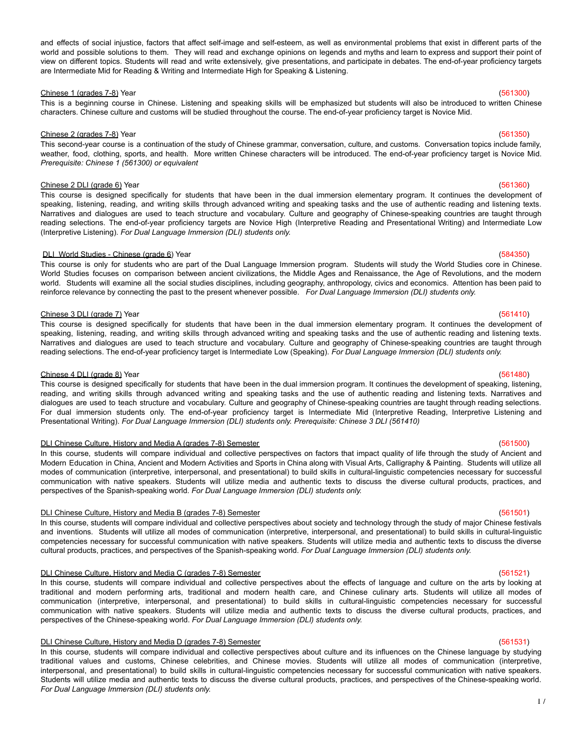and effects of social injustice, factors that affect self-image and self-esteem, as well as environmental problems that exist in different parts of the world and possible solutions to them. They will read and exchange opinions on legends and myths and learn to express and support their point of view on different topics. Students will read and write extensively, give presentations, and participate in debates. The end-of-year proficiency targets are Intermediate Mid for Reading & Writing and Intermediate High for Speaking & Listening.

Chinese 1 (grades 7-8) Year (561300)

This is a beginning course in Chinese. Listening and speaking skills will be emphasized but students will also be introduced to written Chinese characters. Chinese culture and customs will be studied throughout the course. The end-of-year proficiency target is Novice Mid.

Chinese 2 (grades 7-8) Year (561350)

This second-year course is a continuation of the study of Chinese grammar, conversation, culture, and customs. Conversation topics include family, weather, food, clothing, sports, and health. More written Chinese characters will be introduced. The end-of-year proficiency target is Novice Mid. *Prerequisite: Chinese 1 (561300) or equivalent*

Chinese 2 DLI (grade 6) Year (561360)

This course is designed specifically for students that have been in the dual immersion elementary program. It continues the development of speaking, listening, reading, and writing skills through advanced writing and speaking tasks and the use of authentic reading and listening texts. Narratives and dialogues are used to teach structure and vocabulary. Culture and geography of Chinese-speaking countries are taught through reading selections. The end-of-year proficiency targets are Novice High (Interpretive Reading and Presentational Writing) and Intermediate Low (Interpretive Listening). *For Dual Language Immersion (DLI) students only.*

DLI World Studies - Chinese (grade 6) Year (584350)

This course is only for students who are part of the Dual Language Immersion program. Students will study the World Studies core in Chinese. World Studies focuses on comparison between ancient civilizations, the Middle Ages and Renaissance, the Age of Revolutions, and the modern world. Students will examine all the social studies disciplines, including geography, anthropology, civics and economics. Attention has been paid to reinforce relevance by connecting the past to the present whenever possible. *For Dual Language Immersion (DLI) students only.*

Chinese 3 DLI (grade 7) Year (561410)

This course is designed specifically for students that have been in the dual immersion elementary program. It continues the development of speaking, listening, reading, and writing skills through advanced writing and speaking tasks and the use of authentic reading and listening texts. Narratives and dialogues are used to teach structure and vocabulary. Culture and geography of Chinese-speaking countries are taught through reading selections. The end-of-year proficiency target is Intermediate Low (Speaking). *For Dual Language Immersion (DLI) students only.*

Chinese 4 DLI (grade 8) Year (561480)

This course is designed specifically for students that have been in the dual immersion program. It continues the development of speaking, listening, reading, and writing skills through advanced writing and speaking tasks and the use of authentic reading and listening texts. Narratives and dialogues are used to teach structure and vocabulary. Culture and geography of Chinese-speaking countries are taught through reading selections. For dual immersion students only. The end-of-year proficiency target is Intermediate Mid (Interpretive Reading, Interpretive Listening and Presentational Writing). *For Dual Language Immersion (DLI) students only. Prerequisite: Chinese 3 DLI (561410)*

DLI Chinese Culture, History and Media A (grades 7-8) Semester (561500)

In this course, students will compare individual and collective perspectives on factors that impact quality of life through the study of Ancient and Modern Education in China, Ancient and Modern Activities and Sports in China along with Visual Arts, Calligraphy & Painting. Students will utilize all modes of communication (interpretive, interpersonal, and presentational) to build skills in cultural-linguistic competencies necessary for successful communication with native speakers. Students will utilize media and authentic texts to discuss the diverse cultural products, practices, and perspectives of the Spanish-speaking world. *For Dual Language Immersion (DLI) students only.*

DLI Chinese Culture, History and Media B (grades 7-8) Semester (561501)

In this course, students will compare individual and collective perspectives about society and technology through the study of major Chinese festivals and inventions. Students will utilize all modes of communication (interpretive, interpersonal, and presentational) to build skills in cultural-linguistic competencies necessary for successful communication with native speakers. Students will utilize media and authentic texts to discuss the diverse cultural products, practices, and perspectives of the Spanish-speaking world. *For Dual Language Immersion (DLI) students only.*

DLI Chinese Culture, History and Media C (grades 7-8) Semester (561521)

In this course, students will compare individual and collective perspectives about the effects of language and culture on the arts by looking at traditional and modern performing arts, traditional and modern health care, and Chinese culinary arts. Students will utilize all modes of communication (interpretive, interpersonal, and presentational) to build skills in cultural-linguistic competencies necessary for successful communication with native speakers. Students will utilize media and authentic texts to discuss the diverse cultural products, practices, and perspectives of the Chinese-speaking world. *For Dual Language Immersion (DLI) students only.*

DLI Chinese Culture, History and Media D (grades 7-8) Semester (561531)

In this course, students will compare individual and collective perspectives about culture and its influences on the Chinese language by studying traditional values and customs, Chinese celebrities, and Chinese movies. Students will utilize all modes of communication (interpretive, interpersonal, and presentational) to build skills in cultural-linguistic competencies necessary for successful communication with native speakers. Students will utilize media and authentic texts to discuss the diverse cultural products, practices, and perspectives of the Chinese-speaking world. *For Dual Language Immersion (DLI) students only.*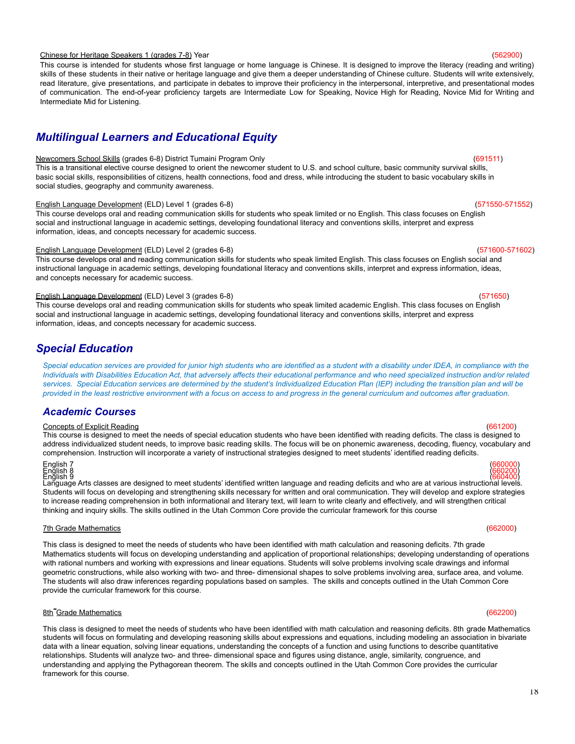Chinese for Heritage Speakers 1 (grades 7-8) Year (562900)

This course is intended for students whose first language or home language is Chinese. It is designed to improve the literacy (reading and writing) skills of these students in their native or heritage language and give them a deeper understanding of Chinese culture. Students will write extensively, read literature, give presentations, and participate in debates to improve their proficiency in the interpersonal, interpretive, and presentational modes of communication. The end-of-year proficiency targets are Intermediate Low for Speaking, Novice High for Reading, Novice Mid for Writing and Intermediate Mid for Listening.

## *Multilingual Learners and Educational Equity*

Newcomers School Skills (grades 6-8) District Tumaini Program Only (691511)

This is a transitional elective course designed to orient the newcomer student to U.S. and school culture, basic community survival skills, basic social skills, responsibilities of citizens, health connections, food and dress, while introducing the student to basic vocabulary skills in social studies, geography and community awareness.

English Language Development (ELD) Level 1 (grades 6-8) (571550-571552)

This course develops oral and reading communication skills for students who speak limited or no English. This class focuses on English social and instructional language in academic settings, developing foundational literacy and conventions skills, interpret and express information, ideas, and concepts necessary for academic success.

English Language Development (ELD) Level 2 (grades 6-8) (571600-571602)

This course develops oral and reading communication skills for students who speak limited English. This class focuses on English social and instructional language in academic settings, developing foundational literacy and conventions skills, interpret and express information, ideas, and concepts necessary for academic success.

English Language Development (ELD) Level 3 (grades 6-8) (571650)

This course develops oral and reading communication skills for students who speak limited academic English. This class focuses on English social and instructional language in academic settings, developing foundational literacy and conventions skills, interpret and express information, ideas, and concepts necessary for academic success.

## *Special Education*

*Special education services are provided for junior high students who are identified as a student with a disability under IDEA, in compliance with the Individuals with Disabilities Education Act, that adversely affects their educational performance and who need specialized instruction and/or related services. Special Education services are determined by the student's Individualized Education Plan (IEP) including the transition plan and will be provided in the least restrictive environment with a focus on access to and progress in the general curriculum and outcomes after graduation.*

### *Academic Courses*

Concepts of Explicit Reading (661200)

This course is designed to meet the needs of special education students who have been identified with reading deficits. The class is designed to address individualized student needs, to improve basic reading skills. The focus will be on phonemic awareness, decoding, fluency, vocabulary and comprehension. Instruction will incorporate a variety of instructional strategies designed to meet students' identified reading deficits.

English 7 (660000)
English 8 (660200)
English 9 (660400)

Language Arts classes are designed to meet students' identified written language and reading deficits and who are at various instructional levels. Students will focus on developing and strengthening skills necessary for written and oral communication. They will develop and explore strategies to increase reading comprehension in both informational and literary text, will learn to write clearly and effectively, and will strengthen critical thinking and inquiry skills. The skills outlined in the Utah Common Core provide the curricular framework for this course

7th Grade Mathematics (662000)

This class is designed to meet the needs of students who have been identified with math calculation and reasoning deficits. 7th grade Mathematics students will focus on developing understanding and application of proportional relationships; developing understanding of operations with rational numbers and working with expressions and linear equations. Students will solve problems involving scale drawings and informal geometric constructions, while also working with two- and three- dimensional shapes to solve problems involving area, surface area, and volume. The students will also draw inferences regarding populations based on samples. The skills and concepts outlined in the Utah Common Core provide the curricular framework for this course.

8th Grade Mathematics (662200)

This class is designed to meet the needs of students who have been identified with math calculation and reasoning deficits. 8th grade Mathematics students will focus on formulating and developing reasoning skills about expressions and equations, including modeling an association in bivariate data with a linear equation, solving linear equations, understanding the concepts of a function and using functions to describe quantitative relationships. Students will analyze two- and three- dimensional space and figures using distance, angle, similarity, congruence, and understanding and applying the Pythagorean theorem. The skills and concepts outlined in the Utah Common Core provides the curricular framework for this course.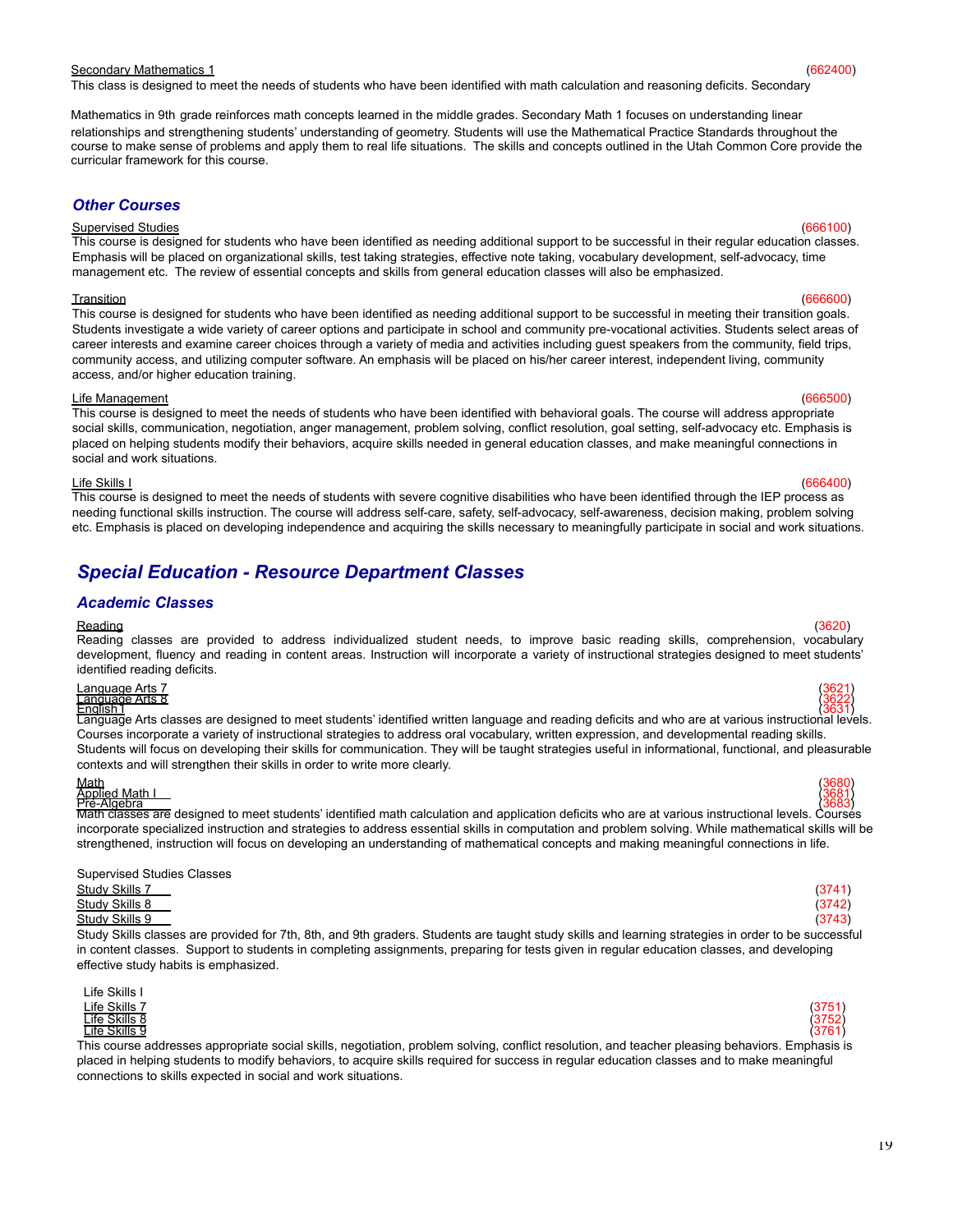Secondary Mathematics 1 (662400)

This class is designed to meet the needs of students who have been identified with math calculation and reasoning deficits. Secondary

Mathematics in 9th grade reinforces math concepts learned in the middle grades. Secondary Math 1 focuses on understanding linear relationships and strengthening students' understanding of geometry. Students will use the Mathematical Practice Standards throughout the course to make sense of problems and apply them to real life situations. The skills and concepts outlined in the Utah Common Core provide the curricular framework for this course.

### *Other Courses*

Supervised Studies (666100)

This course is designed for students who have been identified as needing additional support to be successful in their regular education classes. Emphasis will be placed on organizational skills, test taking strategies, effective note taking, vocabulary development, self-advocacy, time management etc. The review of essential concepts and skills from general education classes will also be emphasized.

Transition (666600)

This course is designed for students who have been identified as needing additional support to be successful in meeting their transition goals. Students investigate a wide variety of career options and participate in school and community pre-vocational activities. Students select areas of career interests and examine career choices through a variety of media and activities including guest speakers from the community, field trips, community access, and utilizing computer software. An emphasis will be placed on his/her career interest, independent living, community access, and/or higher education training.

Life Management (666500)

This course is designed to meet the needs of students who have been identified with behavioral goals. The course will address appropriate social skills, communication, negotiation, anger management, problem solving, conflict resolution, goal setting, self-advocacy etc. Emphasis is placed on helping students modify their behaviors, acquire skills needed in general education classes, and make meaningful connections in social and work situations.

Life Skills I (666400)

This course is designed to meet the needs of students with severe cognitive disabilities who have been identified through the IEP process as needing functional skills instruction. The course will address self-care, safety, self-advocacy, self-awareness, decision making, problem solving etc. Emphasis is placed on developing independence and acquiring the skills necessary to meaningfully participate in social and work situations.

## *Special Education - Resource Department Classes*

### *Academic Classes*

Reading (3620)

Reading classes are provided to address individualized student needs, to improve basic reading skills, comprehension, vocabulary development, fluency and reading in content areas. Instruction will incorporate a variety of instructional strategies designed to meet students' identified reading deficits.

Language Arts 7 (3621)
Language Arts 8 (3622)
English I (3631)

Language Arts classes are designed to meet students' identified written language and reading deficits and who are at various instructional levels. Courses incorporate a variety of instructional strategies to address oral vocabulary, written expression, and developmental reading skills. Students will focus on developing their skills for communication. They will be taught strategies useful in informational, functional, and pleasurable contexts and will strengthen their skills in order to write more clearly.

Math (3680)
Applied Math I (3681)
Pre-Algebra (3683)

Math classes are designed to meet students' identified math calculation and application deficits who are at various instructional levels. Courses incorporate specialized instruction and strategies to address essential skills in computation and problem solving. While mathematical skills will be strengthened, instruction will focus on developing an understanding of mathematical concepts and making meaningful connections in life.

Supervised Studies Classes

Study Skills 7 (3741)
Study Skills 8 (3742)
Study Skills 9 (3743)

Study Skills classes are provided for 7th, 8th, and 9th graders. Students are taught study skills and learning strategies in order to be successful in content classes. Support to students in completing assignments, preparing for tests given in regular education classes, and developing effective study habits is emphasized.

Life Skills I

Life Skills 7 (3751)
Life Skills 8 (3752)
Life Skills 9 (3761)

This course addresses appropriate social skills, negotiation, problem solving, conflict resolution, and teacher pleasing behaviors. Emphasis is placed in helping students to modify behaviors, to acquire skills required for success in regular education classes and to make meaningful connections to skills expected in social and work situations.